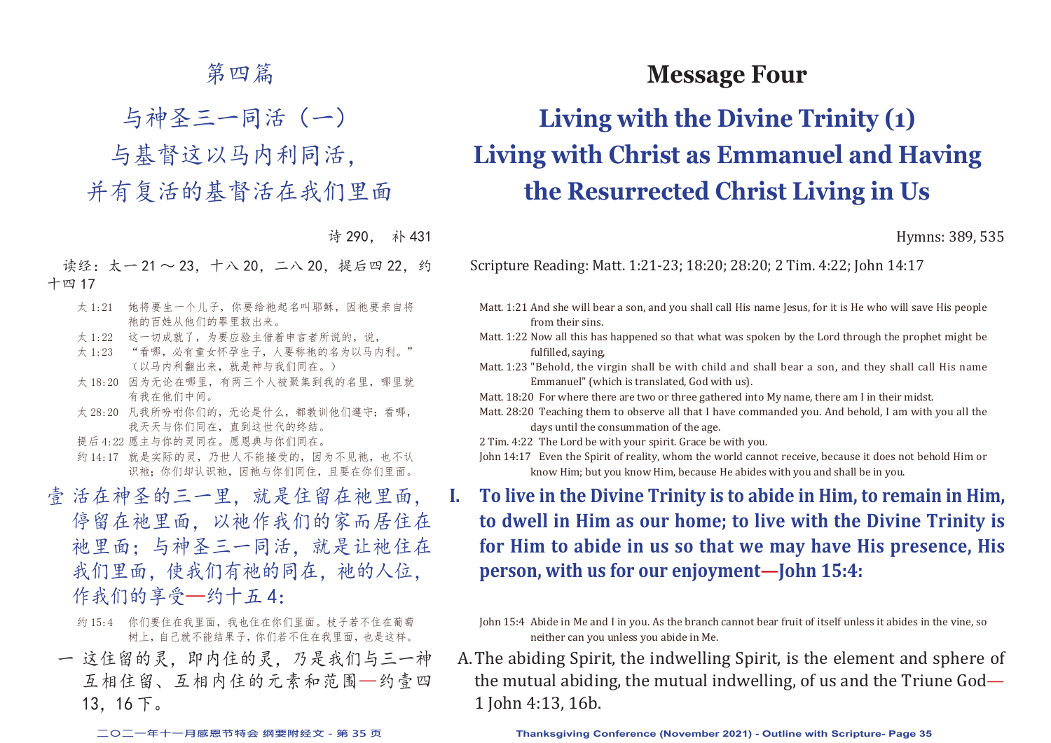# 第四篇

## 与神圣三一同活（一）与基督这以马内利同活，并有复活的基督活在我们里面

诗 290， 补 431

读经：太一 21 ～ 23，十八 20，二八 20，提后四 22，约十四 17

太 1:21 她将要生一个儿子，你要给祂起名叫耶稣，因祂要亲自将祂的百姓从他们的罪里救出来。
太 1:22 这一切成就了，为要应验主借着申言者所说的，说，
太 1:23 “看哪，必有童女怀孕生子，人要称祂的名为以马内利。”（以马内利翻出来，就是神与我们同在。）
太 18:20 因为无论在哪里，有两三个人被聚集到我的名里，哪里就有我在他们中间。
太 28:20 凡我所吩咐你们的，无论是什么，都教训他们遵守；看哪，我天天与你们同在，直到这世代的终结。
提后 4:22 愿主与你的灵同在。愿恩典与你们同在。
约 14:17 就是实际的灵，乃世人不能接受的，因为不见祂，也不认识祂；你们却认识祂，因祂与你们同住，且要在你们里面。

### 壹 活在神圣的三一里，就是住留在祂里面，停留在祂里面，以祂作我们的家而居住在祂里面；与神圣三一同活，就是让祂住在我们里面，使我们有祂的同在，祂的人位，作我们的享受—约十五 4：

约 15:4 你们要住在我里面，我也住在你们里面。枝子若不住在葡萄树上，自己就不能结果子，你们若不住在我里面，也是这样。

一 这住留的灵，即内住的灵，乃是我们与三一神互相住留、互相内住的元素和范围—约壹四 13，16 下。

# Message Four

## Living with the Divine Trinity (1) Living with Christ as Emmanuel and Having the Resurrected Christ Living in Us

Hymns: 389, 535

Scripture Reading: Matt. 1:21-23; 18:20; 28:20; 2 Tim. 4:22; John 14:17

Matt. 1:21 And she will bear a son, and you shall call His name Jesus, for it is He who will save His people from their sins.
Matt. 1:22 Now all this has happened so that what was spoken by the Lord through the prophet might be fulfilled, saying,
Matt. 1:23 "Behold, the virgin shall be with child and shall bear a son, and they shall call His name Emmanuel" (which is translated, God with us).
Matt. 18:20 For where there are two or three gathered into My name, there am I in their midst.
Matt. 28:20 Teaching them to observe all that I have commanded you. And behold, I am with you all the days until the consummation of the age.
2 Tim. 4:22 The Lord be with your spirit. Grace be with you.
John 14:17 Even the Spirit of reality, whom the world cannot receive, because it does not behold Him or know Him; but you know Him, because He abides with you and shall be in you.

### I. To live in the Divine Trinity is to abide in Him, to remain in Him, to dwell in Him as our home; to live with the Divine Trinity is for Him to abide in us so that we may have His presence, His person, with us for our enjoyment—John 15:4:

John 15:4 Abide in Me and I in you. As the branch cannot bear fruit of itself unless it abides in the vine, so neither can you unless you abide in Me.

A. The abiding Spirit, the indwelling Spirit, is the element and sphere of the mutual abiding, the mutual indwelling, of us and the Triune God—1 John 4:13, 16b.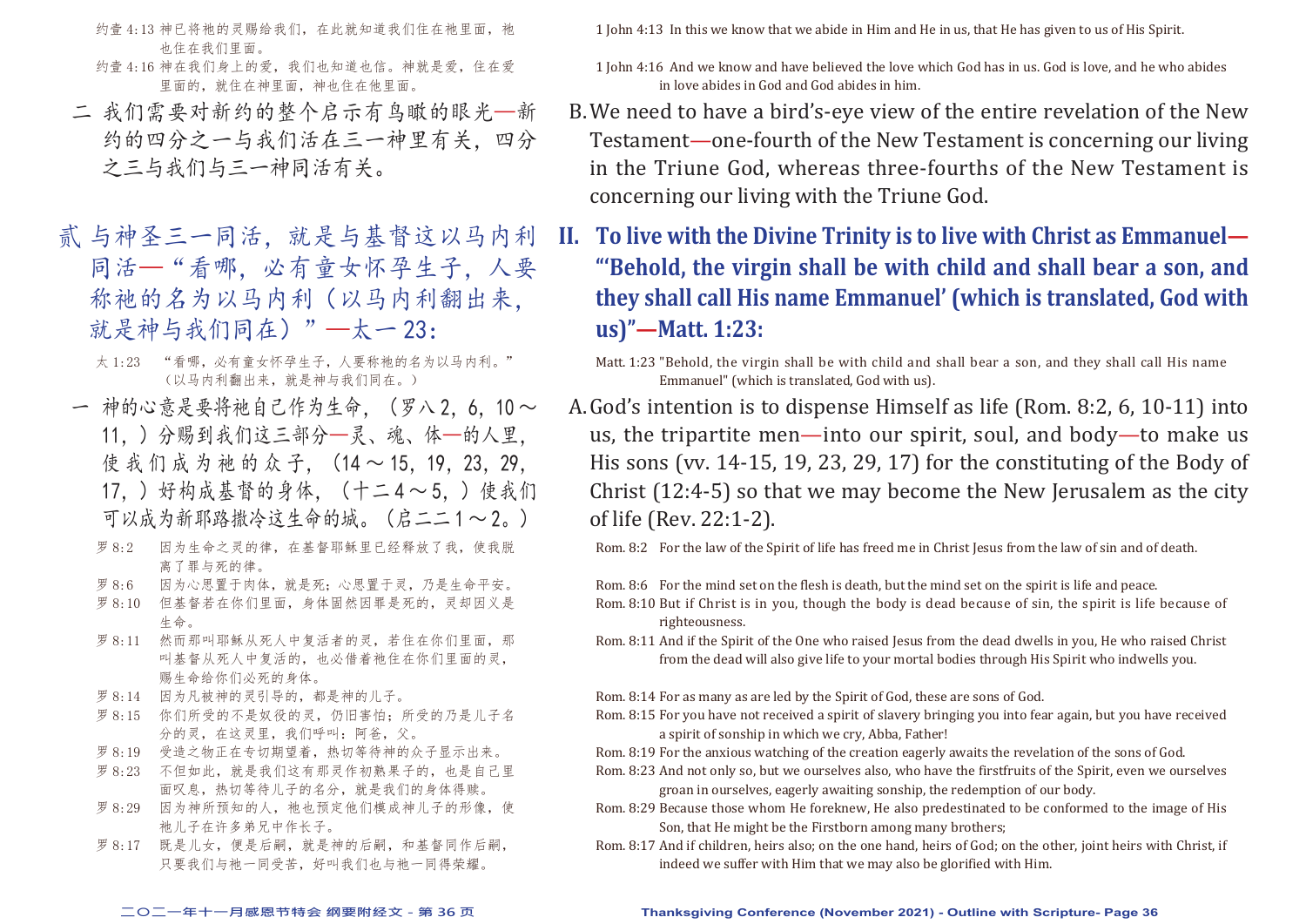约壹 4:13 神已将祂的灵赐给我们，在此就知道我们住在祂里面，祂也住在我们里面。

约壹 4:16 神在我们身上的爱，我们也知道也信。神就是爱，住在爱里面的，就住在神里面，神也住在他里面。

二 我们需要对新约的整个启示有鸟瞰的眼光—新约的四分之一与我们活在三一神里有关，四分之三与我们与三一神同活有关。

## 贰 与神圣三一同活，就是与基督这以马内利同活—"看哪，必有童女怀孕生子，人要称祂的名为以马内利（以马内利翻出来，就是神与我们同在）"—太一23：

太 1:23 "看哪，必有童女怀孕生子，人要称祂的名为以马内利。"（以马内利翻出来，就是神与我们同在。）

一 神的心意是要将祂自己作为生命，（罗八2，6，10～11，）分赐到我们这三部分—灵、魂、体—的人里，使我们成为祂的众子，（14～15，19，23，29，17，）好构成基督的身体，（十二4～5，）使我们可以成为新耶路撒冷这生命的城。（启二二1～2。）

罗 8:2 因为生命之灵的律，在基督耶稣里已经释放了我，使我脱离了罪与死的律。

罗 8:6 因为心思置于肉体，就是死；心思置于灵，乃是生命平安。

罗 8:10 但基督若在你们里面，身体固然因罪是死的，灵却因义是生命。

罗 8:11 然而那叫耶稣从死人中复活者的灵，若住在你们里面，那叫基督从死人中复活的，也必借着祂住在你们里面的灵，赐生命给你们必死的身体。

罗 8:14 因为凡被神的灵引导的，都是神的儿子。

罗 8:15 你们所受的不是奴役的灵，仍旧害怕；所受的乃是儿子名分的灵，在这灵里，我们呼叫：阿爸，父。

罗 8:19 受造之物正在专切期望着，热切等待神的众子显示出来。

罗 8:23 不但如此，就是我们这有那灵作初熟果子的，也是自己里面叹息，热切等待儿子的名分，就是我们的身体得赎。

罗 8:29 因为神所预知的人，祂也预定他们模成神儿子的形像，使祂儿子在许多弟兄中作长子。

罗 8:17 既是儿女，便是后嗣，就是神的后嗣，和基督同作后嗣，只要我们与祂一同受苦，好叫我们也与祂一同得荣耀。

---

1 John 4:13 In this we know that we abide in Him and He in us, that He has given to us of His Spirit.

1 John 4:16 And we know and have believed the love which God has in us. God is love, and he who abides in love abides in God and God abides in him.

B. We need to have a bird's-eye view of the entire revelation of the New Testament—one-fourth of the New Testament is concerning our living in the Triune God, whereas three-fourths of the New Testament is concerning our living with the Triune God.

## II. To live with the Divine Trinity is to live with Christ as Emmanuel—"'Behold, the virgin shall be with child and shall bear a son, and they shall call His name Emmanuel' (which is translated, God with us)"—Matt. 1:23:

Matt. 1:23 "Behold, the virgin shall be with child and shall bear a son, and they shall call His name Emmanuel" (which is translated, God with us).

A. God's intention is to dispense Himself as life (Rom. 8:2, 6, 10-11) into us, the tripartite men—into our spirit, soul, and body—to make us His sons (vv. 14-15, 19, 23, 29, 17) for the constituting of the Body of Christ (12:4-5) so that we may become the New Jerusalem as the city of life (Rev. 22:1-2).

Rom. 8:2 For the law of the Spirit of life has freed me in Christ Jesus from the law of sin and of death.

Rom. 8:6 For the mind set on the flesh is death, but the mind set on the spirit is life and peace.

Rom. 8:10 But if Christ is in you, though the body is dead because of sin, the spirit is life because of righteousness.

Rom. 8:11 And if the Spirit of the One who raised Jesus from the dead dwells in you, He who raised Christ from the dead will also give life to your mortal bodies through His Spirit who indwells you.

Rom. 8:14 For as many as are led by the Spirit of God, these are sons of God.

Rom. 8:15 For you have not received a spirit of slavery bringing you into fear again, but you have received a spirit of sonship in which we cry, Abba, Father!

Rom. 8:19 For the anxious watching of the creation eagerly awaits the revelation of the sons of God.

Rom. 8:23 And not only so, but we ourselves also, who have the firstfruits of the Spirit, even we ourselves groan in ourselves, eagerly awaiting sonship, the redemption of our body.

Rom. 8:29 Because those whom He foreknew, He also predestinated to be conformed to the image of His Son, that He might be the Firstborn among many brothers;

Rom. 8:17 And if children, heirs also; on the one hand, heirs of God; on the other, joint heirs with Christ, if indeed we suffer with Him that we may also be glorified with Him.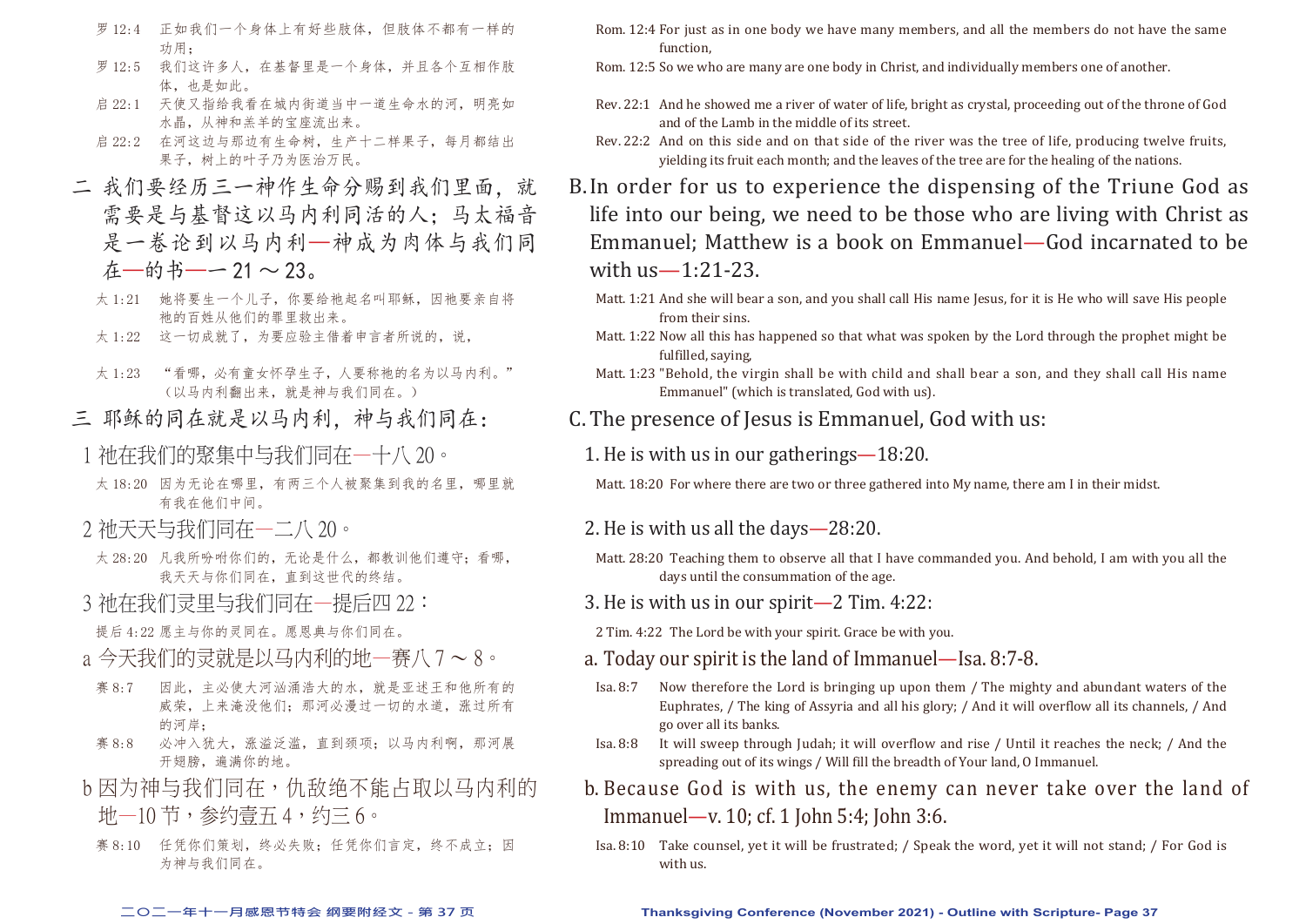罗 12:4 正如我们一个身体上有好些肢体，但肢体不都有一样的功用；

罗 12:5 我们这许多人，在基督里是一个身体，并且各个互相作肢体，也是如此。

启 22:1 天使又指给我看在城内街道当中一道生命水的河，明亮如水晶，从神和羔羊的宝座流出来。

启 22:2 在河这边与那边有生命树，生产十二样果子，每月都结出果子，树上的叶子乃为医治万民。

## 二 我们要经历三一神作生命分赐到我们里面，就需要是与基督这以马内利同活的人；马太福音是一卷论到以马内利—神成为肉体与我们同在—的书—一 21 ～ 23。

太 1:21 她将要生一个儿子，你要给祂起名叫耶稣，因祂要亲自将祂的百姓从他们的罪里救出来。

太 1:22 这一切成就了，为要应验主借着申言者所说的，说，

太 1:23 "看哪，必有童女怀孕生子，人要称祂的名为以马内利。"（以马内利翻出来，就是神与我们同在。）

## 三 耶稣的同在就是以马内利，神与我们同在：

### 1 祂在我们的聚集中与我们同在—十八 20。

太 18:20 因为无论在哪里，有两三个人被聚集到我的名里，哪里就有我在他们中间。

### 2 祂天天与我们同在—二八 20。

太 28:20 凡我所吩咐你们的，无论是什么，都教训他们遵守；看哪，我天天与你们同在，直到这世代的终结。

### 3 祂在我们灵里与我们同在—提后四 22：

提后 4:22 愿主与你的灵同在。愿恩典与你们同在。

#### a 今天我们的灵就是以马内利的地—赛八 7 ～ 8。

赛 8:7 因此，主必使大河汹涌浩大的水，就是亚述王和他所有的威荣，上来淹没他们；那河必漫过一切的水道，涨过所有的河岸；

赛 8:8 必冲入犹大，涨溢泛滥，直到颈项；以马内利啊，那河展开翅膀，遍满你的地。

#### b 因为神与我们同在，仇敌绝不能占取以马内利的地—10 节，参约壹五 4，约三 6。

赛 8:10 任凭你们策划，终必失败；任凭你们言定，终不成立；因为神与我们同在。

---

Rom. 12:4 For just as in one body we have many members, and all the members do not have the same function,

Rom. 12:5 So we who are many are one body in Christ, and individually members one of another.

Rev. 22:1 And he showed me a river of water of life, bright as crystal, proceeding out of the throne of God and of the Lamb in the middle of its street.

Rev. 22:2 And on this side and on that side of the river was the tree of life, producing twelve fruits, yielding its fruit each month; and the leaves of the tree are for the healing of the nations.

## B. In order for us to experience the dispensing of the Triune God as life into our being, we need to be those who are living with Christ as Emmanuel; Matthew is a book on Emmanuel—God incarnated to be with us—1:21-23.

Matt. 1:21 And she will bear a son, and you shall call His name Jesus, for it is He who will save His people from their sins.

Matt. 1:22 Now all this has happened so that what was spoken by the Lord through the prophet might be fulfilled, saying,

Matt. 1:23 "Behold, the virgin shall be with child and shall bear a son, and they shall call His name Emmanuel" (which is translated, God with us).

## C. The presence of Jesus is Emmanuel, God with us:

### 1. He is with us in our gatherings—18:20.

Matt. 18:20 For where there are two or three gathered into My name, there am I in their midst.

### 2. He is with us all the days—28:20.

Matt. 28:20 Teaching them to observe all that I have commanded you. And behold, I am with you all the days until the consummation of the age.

### 3. He is with us in our spirit—2 Tim. 4:22:

2 Tim. 4:22 The Lord be with your spirit. Grace be with you.

#### a. Today our spirit is the land of Immanuel—Isa. 8:7-8.

Isa. 8:7 Now therefore the Lord is bringing up upon them / The mighty and abundant waters of the Euphrates, / The king of Assyria and all his glory; / And it will overflow all its channels, / And go over all its banks.

Isa. 8:8 It will sweep through Judah; it will overflow and rise / Until it reaches the neck; / And the spreading out of its wings / Will fill the breadth of Your land, O Immanuel.

#### b. Because God is with us, the enemy can never take over the land of Immanuel—v. 10; cf. 1 John 5:4; John 3:6.

Isa. 8:10 Take counsel, yet it will be frustrated; / Speak the word, yet it will not stand; / For God is with us.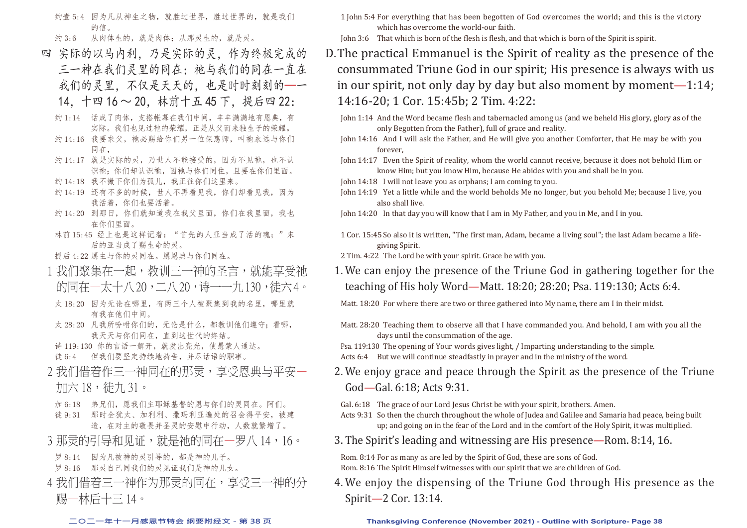约壹 5:4　因为凡从神生之物，就胜过世界，胜过世界的，就是我们的信。

约 3:6　从肉体生的，就是肉体；从那灵生的，就是灵。

## 四　实际的以马内利，乃是实际的灵，作为终极完成的三一神在我们灵里的同在；祂与我们的同在一直在我们的灵里，不仅是天天的，也是时时刻刻的—一14，十四16～20，林前十五45下，提后四22：

约 1:14　话成了肉体，支搭帐幕在我们中间，丰丰满满地有恩典，有实际。我们也见过祂的荣耀，正是从父而来独生子的荣耀。

约 14:16　我要求父，祂必赐给你们另一位保惠师，叫祂永远与你们同在，

约 14:17　就是实际的灵，乃世人不能接受的，因为不见祂，也不认识祂；你们却认识祂，因祂与你们同住，且要在你们里面。

约 14:18　我不撇下你们为孤儿，我正往你们这里来。

约 14:19　还有不多的时候，世人不再看见我，你们却看见我，因为我活着，你们也要活着。

约 14:20　到那日，你们就知道我在我父里面，你们在我里面，我也在你们里面。

林前 15:45　经上也是这样记着："首先的人亚当成了活的魂；"末后的亚当成了赐生命的灵。

提后 4:22　愿主与你的灵同在。愿恩典与你们同在。

### 1　我们聚集在一起，教训三一神的圣言，就能享受祂的同在—太十八20，二八20，诗一一九130，徒六4。

太 18:20　因为无论在哪里，有两三个人被聚集到我的名里，哪里就有我在他们中间。

太 28:20　凡我所吩咐你们的，无论是什么，都教训他们遵守；看哪，我天天与你们同在，直到这世代的终结。

诗 119:130　你的言语一解开，就发出亮光，使愚蒙人通达。

徒 6:4　但我们要坚定持续地祷告，并尽话语的职事。

### 2　我们借着作三一神同在的那灵，享受恩典与平安—加六18，徒九31。

加 6:18　弟兄们，愿我们主耶稣基督的恩与你们的灵同在。阿们。

徒 9:31　那时全犹太、加利利、撒玛利亚遍处的召会得平安，被建造，在对主的敬畏并圣灵的安慰中行动，人数就繁增了。

### 3　那灵的引导和见证，就是祂的同在—罗八14，16。

罗 8:14　因为凡被神的灵引导的，都是神的儿子。

罗 8:16　那灵自己同我们的灵见证我们是神的儿女。

### 4　我们借着三一神作为那灵的同在，享受三一神的分赐—林后十三14。

---

1 John 5:4 For everything that has been begotten of God overcomes the world; and this is the victory which has overcome the world-our faith.

John 3:6　That which is born of the flesh is flesh, and that which is born of the Spirit is spirit.

## D. The practical Emmanuel is the Spirit of reality as the presence of the consummated Triune God in our spirit; His presence is always with us in our spirit, not only day by day but also moment by moment—1:14; 14:16-20; 1 Cor. 15:45b; 2 Tim. 4:22:

John 1:14　And the Word became flesh and tabernacled among us (and we beheld His glory, glory as of the only Begotten from the Father), full of grace and reality.

John 14:16　And I will ask the Father, and He will give you another Comforter, that He may be with you forever,

John 14:17　Even the Spirit of reality, whom the world cannot receive, because it does not behold Him or know Him; but you know Him, because He abides with you and shall be in you.

John 14:18　I will not leave you as orphans; I am coming to you.

John 14:19　Yet a little while and the world beholds Me no longer, but you behold Me; because I live, you also shall live.

John 14:20　In that day you will know that I am in My Father, and you in Me, and I in you.

1 Cor. 15:45 So also it is written, "The first man, Adam, became a living soul"; the last Adam became a life-giving Spirit.

2 Tim. 4:22　The Lord be with your spirit. Grace be with you.

### 1. We can enjoy the presence of the Triune God in gathering together for the teaching of His holy Word—Matt. 18:20; 28:20; Psa. 119:130; Acts 6:4.

Matt. 18:20　For where there are two or three gathered into My name, there am I in their midst.

Matt. 28:20　Teaching them to observe all that I have commanded you. And behold, I am with you all the days until the consummation of the age.

Psa. 119:130　The opening of Your words gives light, / Imparting understanding to the simple.

Acts 6:4　But we will continue steadfastly in prayer and in the ministry of the word.

### 2. We enjoy grace and peace through the Spirit as the presence of the Triune God—Gal. 6:18; Acts 9:31.

Gal. 6:18　The grace of our Lord Jesus Christ be with your spirit, brothers. Amen.

Acts 9:31　So then the church throughout the whole of Judea and Galilee and Samaria had peace, being built up; and going on in the fear of the Lord and in the comfort of the Holy Spirit, it was multiplied.

### 3. The Spirit's leading and witnessing are His presence—Rom. 8:14, 16.

Rom. 8:14 For as many as are led by the Spirit of God, these are sons of God.

Rom. 8:16 The Spirit Himself witnesses with our spirit that we are children of God.

### 4. We enjoy the dispensing of the Triune God through His presence as the Spirit—2 Cor. 13:14.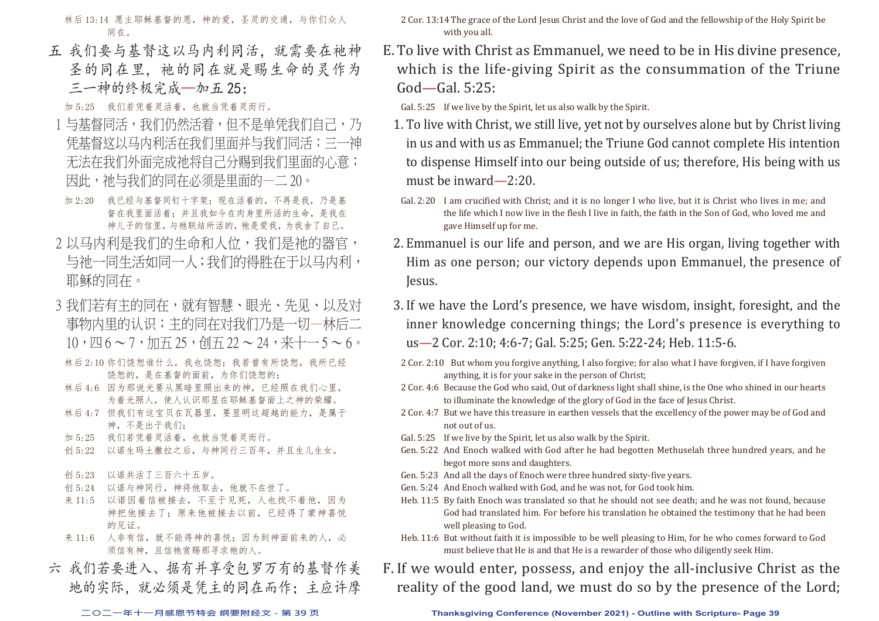林后 13:14　愿主耶稣基督的恩，神的爱，圣灵的交通，与你们众人同在。

## 五　我们要与基督这以马内利同活，就需要在祂神圣的同在里，祂的同在就是赐生命的灵作为三一神的终极完成—加五25：

加 5:25　我们若凭着灵活着，也就当凭着灵而行。

1 与基督同活，我们仍然活着，但不是单凭我们自己，乃凭基督这以马内利活在我们里面并与我们同活；三一神无法在我们外面完成祂将自己分赐到我们里面的心意；因此，祂与我们的同在必须是里面的—二20。

加 2:20　我已经与基督同钉十字架；现在活着的，不再是我，乃是基督在我里面活着；并且我如今在肉身里所活的生命，是我在神儿子的信里，与祂联结所活的，祂是爱我，为我舍了自己。

2 以马内利是我们的生命和人位，我们是祂的器官，与祂一同生活如同一人；我们的得胜在于以马内利，耶稣的同在。

3 我们若有主的同在，就有智慧、眼光、先见、以及对事物内里的认识；主的同在对我们乃是一切—林后二10，四6～7，加五25，创五22～24，来十一5～6。

林后 2:10　你们饶恕谁什么，我也饶恕；我若曾有所饶恕，我所已经饶恕的，是在基督的面前，为你们饶恕的；

林后 4:6　因为那说光要从黑暗里照出来的神，已经照在我们心里，为着光照人，使人认识那显在耶稣基督面上之神的荣耀。

林后 4:7　但我们有这宝贝在瓦器里，要显明这超越的能力，是属于神，不是出于我们；

加 5:25　我们若凭着灵活着，也就当凭着灵而行。

创 5:22　以诺生玛土撒拉之后，与神同行三百年，并且生儿生女。

创 5:23　以诺共活了三百六十五岁。

创 5:24　以诺与神同行，神将他取去，他就不在世了。

来 11:5　以诺因着信被接去，不至于见死，人也找不着他，因为神把他接去了；原来他被接去以前，已经得了蒙神喜悦的见证。

来 11:6　人非有信，就不能得神的喜悦；因为到神面前来的人，必须信有神，且信祂赏赐那寻求祂的人。

## 六　我们若要进入、据有并享受包罗万有的基督作美地的实际，就必须是凭主的同在而作；主应许摩

2 Cor. 13:14 The grace of the Lord Jesus Christ and the love of God and the fellowship of the Holy Spirit be with you all.

## E. To live with Christ as Emmanuel, we need to be in His divine presence, which is the life-giving Spirit as the consummation of the Triune God—Gal. 5:25:

Gal. 5:25　If we live by the Spirit, let us also walk by the Spirit.

1. To live with Christ, we still live, yet not by ourselves alone but by Christ living in us and with us as Emmanuel; the Triune God cannot complete His intention to dispense Himself into our being outside of us; therefore, His being with us must be inward—2:20.

Gal. 2:20　I am crucified with Christ; and it is no longer I who live, but it is Christ who lives in me; and the life which I now live in the flesh I live in faith, the faith in the Son of God, who loved me and gave Himself up for me.

2. Emmanuel is our life and person, and we are His organ, living together with Him as one person; our victory depends upon Emmanuel, the presence of Jesus.

3. If we have the Lord's presence, we have wisdom, insight, foresight, and the inner knowledge concerning things; the Lord's presence is everything to us—2 Cor. 2:10; 4:6-7; Gal. 5:25; Gen. 5:22-24; Heb. 11:5-6.

2 Cor. 2:10　But whom you forgive anything, I also forgive; for also what I have forgiven, if I have forgiven anything, it is for your sake in the person of Christ;

2 Cor. 4:6　Because the God who said, Out of darkness light shall shine, is the One who shined in our hearts to illuminate the knowledge of the glory of God in the face of Jesus Christ.

2 Cor. 4:7　But we have this treasure in earthen vessels that the excellency of the power may be of God and not out of us.

Gal. 5:25　If we live by the Spirit, let us also walk by the Spirit.

Gen. 5:22　And Enoch walked with God after he had begotten Methuselah three hundred years, and he begot more sons and daughters.

Gen. 5:23　And all the days of Enoch were three hundred sixty-five years.

Gen. 5:24　And Enoch walked with God, and he was not, for God took him.

Heb. 11:5　By faith Enoch was translated so that he should not see death; and he was not found, because God had translated him. For before his translation he obtained the testimony that he had been well pleasing to God.

Heb. 11:6　But without faith it is impossible to be well pleasing to Him, for he who comes forward to God must believe that He is and that He is a rewarder of those who diligently seek Him.

## F. If we would enter, possess, and enjoy the all-inclusive Christ as the reality of the good land, we must do so by the presence of the Lord;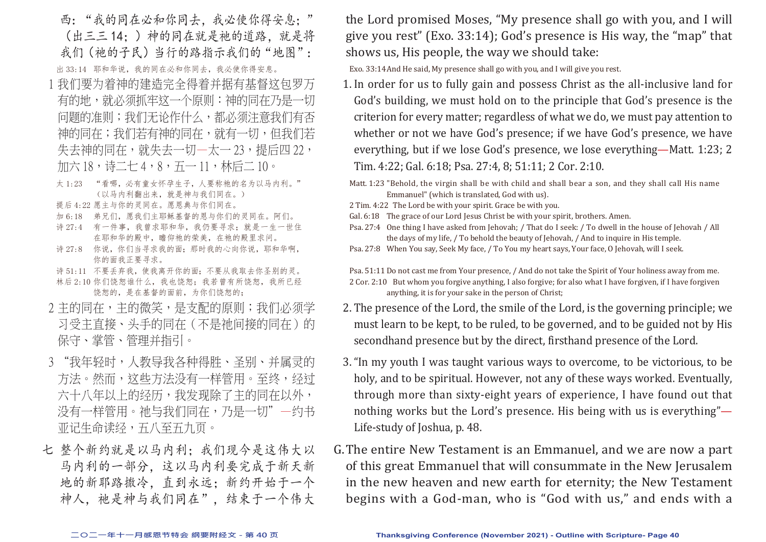西："我的同在必和你同去，我必使你得安息；"（出三三14；）神的同在就是祂的道路，就是将我们（祂的子民）当行的路指示我们的"地图"：

出33:14 耶和华说，我的同在必和你同去，我必使你得安息。

1 我们要为着神的建造完全得着并据有基督这包罗万有的地，就必须抓牢这一个原则：神的同在乃是一切问题的准则；我们无论作什么，都必须注意我们有否神的同在；我们若有神的同在，就有一切，但我们若失去神的同在，就失去一切—太一23，提后四22，加六18，诗二七4，8，五一11，林后二10。

太1:23 "看哪，必有童女怀孕生子，人要称祂的名为以马内利。"（以马内利翻出来，就是神与我们同在。）
提后4:22 愿主与你的灵同在。愿恩典与你们同在。
加6:18 弟兄们，愿我们主耶稣基督的恩与你们的灵同在。阿们。
诗27:4 有一件事，我曾求耶和华，我仍要寻求；就是一生一世住在耶和华的殿中，瞻仰祂的荣美，在祂的殿里求问。
诗27:8 你说，你们当寻求我的面；那时我的心向你说，耶和华啊，你的面我正要寻求。
诗51:11 不要丢弃我，使我离开你的面；不要从我取去你圣别的灵。
林后2:10 你们饶恕谁什么，我也饶恕；我若曾有所饶恕，我所已经饶恕的，是在基督的面前，为你们饶恕的；

2 主的同在，主的微笑，是支配的原则；我们必须学习受主直接、头手的同在（不是祂间接的同在）的保守、掌管、管理并指引。

3 "我年轻时，人教导我各种得胜、圣别、并属灵的方法。然而，这些方法没有一样管用。至终，经过六十八年以上的经历，我发现除了主的同在以外，没有一样管用。祂与我们同在，乃是一切"—约书亚记生命读经，五八至五九页。

七 整个新约就是以马内利；我们现今是这伟大以马内利的一部分，这以马内利要完成于新天新地的新耶路撒冷，直到永远；新约开始于一个神人，祂是神与我们同在"，结束于一个伟大

the Lord promised Moses, "My presence shall go with you, and I will give you rest" (Exo. 33:14); God's presence is His way, the "map" that shows us, His people, the way we should take:

Exo. 33:14 And He said, My presence shall go with you, and I will give you rest.

1. In order for us to fully gain and possess Christ as the all-inclusive land for God's building, we must hold on to the principle that God's presence is the criterion for every matter; regardless of what we do, we must pay attention to whether or not we have God's presence; if we have God's presence, we have everything, but if we lose God's presence, we lose everything—Matt. 1:23; 2 Tim. 4:22; Gal. 6:18; Psa. 27:4, 8; 51:11; 2 Cor. 2:10.

Matt. 1:23 "Behold, the virgin shall be with child and shall bear a son, and they shall call His name Emmanuel" (which is translated, God with us).
2 Tim. 4:22 The Lord be with your spirit. Grace be with you.
Gal. 6:18 The grace of our Lord Jesus Christ be with your spirit, brothers. Amen.
Psa. 27:4 One thing I have asked from Jehovah; / That do I seek: / To dwell in the house of Jehovah / All the days of my life, / To behold the beauty of Jehovah, / And to inquire in His temple.
Psa. 27:8 When You say, Seek My face, / To You my heart says, Your face, O Jehovah, will I seek.
Psa. 51:11 Do not cast me from Your presence, / And do not take the Spirit of Your holiness away from me.
2 Cor. 2:10 But whom you forgive anything, I also forgive; for also what I have forgiven, if I have forgiven anything, it is for your sake in the person of Christ;

2. The presence of the Lord, the smile of the Lord, is the governing principle; we must learn to be kept, to be ruled, to be governed, and to be guided not by His secondhand presence but by the direct, firsthand presence of the Lord.

3. "In my youth I was taught various ways to overcome, to be victorious, to be holy, and to be spiritual. However, not any of these ways worked. Eventually, through more than sixty-eight years of experience, I have found out that nothing works but the Lord's presence. His being with us is everything"—Life-study of Joshua, p. 48.

G. The entire New Testament is an Emmanuel, and we are now a part of this great Emmanuel that will consummate in the New Jerusalem in the new heaven and new earth for eternity; the New Testament begins with a God-man, who is "God with us," and ends with a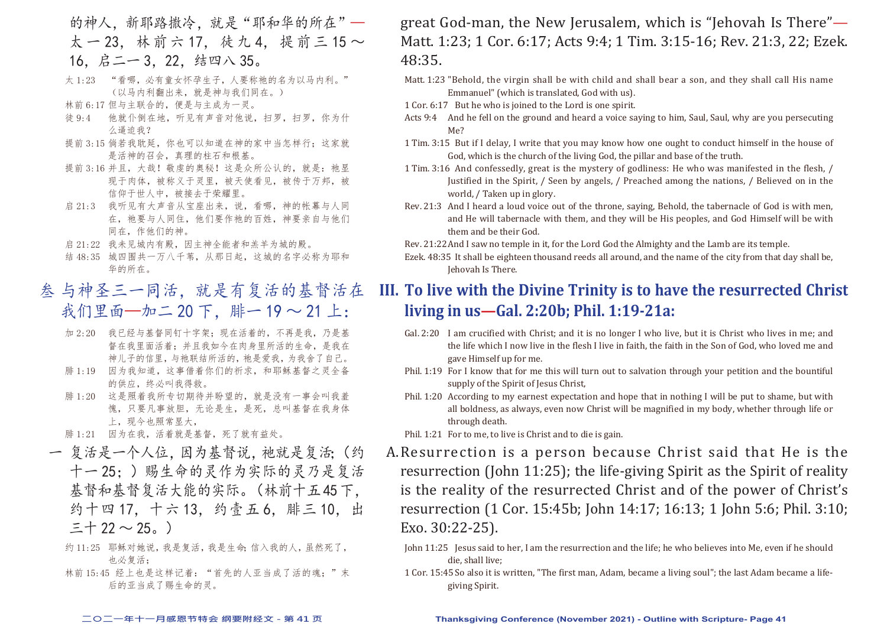的神人，新耶路撒冷，就是“耶和华的所在”——太一23，林前六17，徒九4，提前三15～16，启二一3，22，结四八35。

太 1:23 “看哪，必有童女怀孕生子，人要称祂的名为以马内利。”（以马内利翻出来，就是神与我们同在。）

林前 6:17 但与主联合的，便是与主成为一灵。

徒 9:4 他就仆倒在地，听见有声音对他说，扫罗，扫罗，你为什么逼迫我？

提前 3:15 倘若我耽延，你也可以知道在神的家中当怎样行；这家就是活神的召会，真理的柱石和根基。

提前 3:16 并且，大哉！敬虔的奥秘！这是众所公认的，就是：祂显现于肉体，被称义于灵里，被天使看见，被传于万邦，被信仰于世人中，被接去于荣耀里。

启 21:3 我听见有大声音从宝座出来，说，看哪，神的帐幕与人同在，祂要与人同住，他们要作祂的百姓，神要亲自与他们同在，作他们的神。

启 21:22 我未见城内有殿，因主神全能者和羔羊为城的殿。

结 48:35 城四围共一万八千苇，从那日起，这城的名字必称为耶和华的所在。

## 叁 与神圣三一同活，就是有复活的基督活在我们里面——加二20下，腓一19～21上：

加 2:20 我已经与基督同钉十字架；现在活着的，不再是我，乃是基督在我里面活着；并且我如今在肉身里所活的生命，是我在神儿子的信里，与祂联结所活的，祂是爱我，为我舍了自己。

腓 1:19 因为我知道，这事借着你们的祈求，和耶稣基督之灵全备的供应，终必叫我得救，

腓 1:20 这是照着我所专切期待并盼望的，就是没有一事会叫我羞愧，只要凡事放胆，无论是生，是死，总叫基督在我身体上，现今也照常显大，

腓 1:21 因为在我，活着就是基督，死了就有益处。

一 复活是一个人位，因为基督说，祂就是复活；（约十一25；）赐生命的灵作为实际的灵乃是复活基督和基督复活大能的实际。（林前十五45下，约十四17，十六13，约壹五6，腓三10，出三十22～25。）

约 11:25 耶稣对她说，我是复活，我是生命；信入我的人，虽然死了，也必复活；

林前 15:45 经上也是这样记着：“首先的人亚当成了活的魂；”末后的亚当成了赐生命的灵。

---

great God-man, the New Jerusalem, which is “Jehovah Is There”—Matt. 1:23; 1 Cor. 6:17; Acts 9:4; 1 Tim. 3:15-16; Rev. 21:3, 22; Ezek. 48:35.

Matt. 1:23 "Behold, the virgin shall be with child and shall bear a son, and they shall call His name Emmanuel" (which is translated, God with us).

1 Cor. 6:17 But he who is joined to the Lord is one spirit.

Acts 9:4 And he fell on the ground and heard a voice saying to him, Saul, Saul, why are you persecuting Me?

1 Tim. 3:15 But if I delay, I write that you may know how one ought to conduct himself in the house of God, which is the church of the living God, the pillar and base of the truth.

1 Tim. 3:16 And confessedly, great is the mystery of godliness: He who was manifested in the flesh, / Justified in the Spirit, / Seen by angels, / Preached among the nations, / Believed on in the world, / Taken up in glory.

Rev. 21:3 And I heard a loud voice out of the throne, saying, Behold, the tabernacle of God is with men, and He will tabernacle with them, and they will be His peoples, and God Himself will be with them and be their God.

Rev. 21:22 And I saw no temple in it, for the Lord God the Almighty and the Lamb are its temple.

Ezek. 48:35 It shall be eighteen thousand reeds all around, and the name of the city from that day shall be, Jehovah Is There.

## III. To live with the Divine Trinity is to have the resurrected Christ living in us—Gal. 2:20b; Phil. 1:19-21a:

Gal. 2:20 I am crucified with Christ; and it is no longer I who live, but it is Christ who lives in me; and the life which I now live in the flesh I live in faith, the faith in the Son of God, who loved me and gave Himself up for me.

Phil. 1:19 For I know that for me this will turn out to salvation through your petition and the bountiful supply of the Spirit of Jesus Christ,

Phil. 1:20 According to my earnest expectation and hope that in nothing I will be put to shame, but with all boldness, as always, even now Christ will be magnified in my body, whether through life or through death.

Phil. 1:21 For to me, to live is Christ and to die is gain.

A. Resurrection is a person because Christ said that He is the resurrection (John 11:25); the life-giving Spirit as the Spirit of reality is the reality of the resurrected Christ and of the power of Christ's resurrection (1 Cor. 15:45b; John 14:17; 16:13; 1 John 5:6; Phil. 3:10; Exo. 30:22-25).

John 11:25 Jesus said to her, I am the resurrection and the life; he who believes into Me, even if he should die, shall live;

1 Cor. 15:45 So also it is written, "The first man, Adam, became a living soul"; the last Adam became a life-giving Spirit.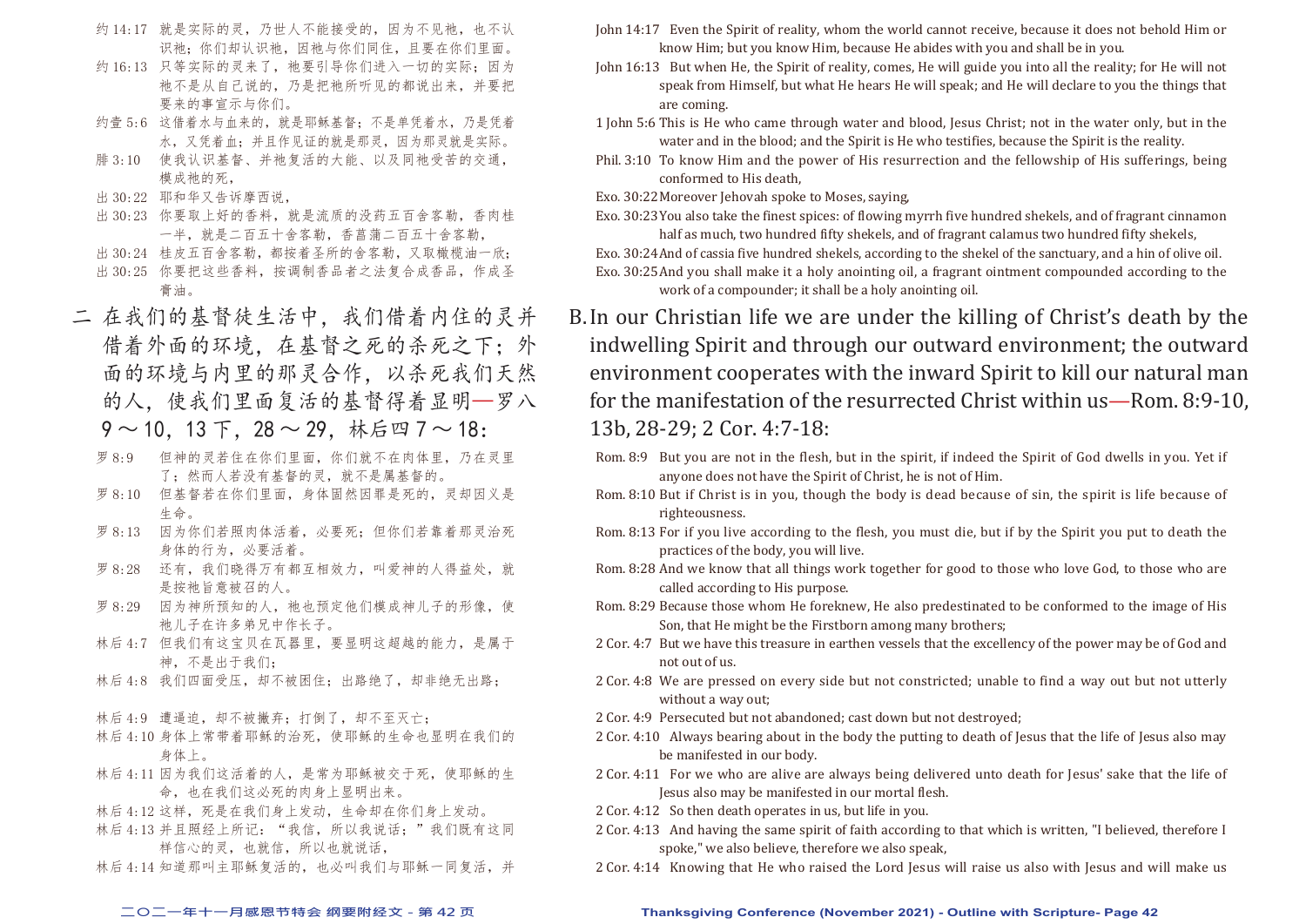约 14:17　就是实际的灵，乃世人不能接受的，因为不见祂，也不认识祂；你们却认识祂，因祂与你们同住，且要在你们里面。

约 16:13　只等实际的灵来了，祂要引导你们进入一切的实际；因为祂不是从自己说的，乃是把祂所听见的都说出来，并要把要来的事宣示与你们。

约壹 5:6　这借着水与血来的，就是耶稣基督；不是单凭着水，乃是凭着水，又凭着血；并且作见证的就是那灵，因为那灵就是实际。

腓 3:10　使我认识基督、并祂复活的大能、以及同祂受苦的交通，模成祂的死，

出 30:22　耶和华又告诉摩西说，

出 30:23　你要取上好的香料，就是流质的没药五百舍客勒，香肉桂一半，就是二百五十舍客勒，香菖蒲二百五十舍客勒，

出 30:24　桂皮五百舍客勒，都按着圣所的舍客勒，又取橄榄油一欣；

出 30:25　你要把这些香料，按调制香品者之法复合成香品，作成圣膏油。

John 14:17　Even the Spirit of reality, whom the world cannot receive, because it does not behold Him or know Him; but you know Him, because He abides with you and shall be in you.

John 16:13　But when He, the Spirit of reality, comes, He will guide you into all the reality; for He will not speak from Himself, but what He hears He will speak; and He will declare to you the things that are coming.

1 John 5:6　This is He who came through water and blood, Jesus Christ; not in the water only, but in the water and in the blood; and the Spirit is He who testifies, because the Spirit is the reality.

Phil. 3:10　To know Him and the power of His resurrection and the fellowship of His sufferings, being conformed to His death,

Exo. 30:22　Moreover Jehovah spoke to Moses, saying,

Exo. 30:23　You also take the finest spices: of flowing myrrh five hundred shekels, and of fragrant cinnamon half as much, two hundred fifty shekels, and of fragrant calamus two hundred fifty shekels,

Exo. 30:24　And of cassia five hundred shekels, according to the shekel of the sanctuary, and a hin of olive oil.

Exo. 30:25　And you shall make it a holy anointing oil, a fragrant ointment compounded according to the work of a compounder; it shall be a holy anointing oil.

## 二　在我们的基督徒生活中，我们借着内住的灵并借着外面的环境，在基督之死的杀死之下；外面的环境与内里的那灵合作，以杀死我们天然的人，使我们里面复活的基督得着显明—罗八 9～10，13 下，28～29，林后四 7～18：

## B. In our Christian life we are under the killing of Christ's death by the indwelling Spirit and through our outward environment; the outward environment cooperates with the inward Spirit to kill our natural man for the manifestation of the resurrected Christ within us—Rom. 8:9-10, 13b, 28-29; 2 Cor. 4:7-18:

罗 8:9　但神的灵若住在你们里面，你们就不在肉体里，乃在灵里了；然而人若没有基督的灵，就不是属基督的。

罗 8:10　但基督若在你们里面，身体固然因罪是死的，灵却因义是生命。

罗 8:13　因为你们若照肉体活着，必要死；但你们若靠着那灵治死身体的行为，必要活着。

罗 8:28　还有，我们晓得万有都互相效力，叫爱神的人得益处，就是按祂旨意被召的人。

罗 8:29　因为神所预知的人，祂也预定他们模成神儿子的形像，使祂儿子在许多弟兄中作长子。

林后 4:7　但我们有这宝贝在瓦器里，要显明这超越的能力，是属于神，不是出于我们；

林后 4:8　我们四面受压，却不被困住；出路绝了，却非绝无出路；

林后 4:9　遭逼迫，却不被撇弃；打倒了，却不至灭亡；

林后 4:10　身体上常带着耶稣的治死，使耶稣的生命也显明在我们的身体上。

林后 4:11　因为我们这活着的人，是常为耶稣被交于死，使耶稣的生命，也在我们这必死的肉身上显明出来。

林后 4:12　这样，死是在我们身上发动，生命却在你们身上发动。

林后 4:13　并且照经上所记："我信，所以我说话；"我们既有这同样信心的灵，也就信，所以也就说话，

林后 4:14　知道那叫主耶稣复活的，也必叫我们与耶稣一同复活，并

Rom. 8:9　But you are not in the flesh, but in the spirit, if indeed the Spirit of God dwells in you. Yet if anyone does not have the Spirit of Christ, he is not of Him.

Rom. 8:10　But if Christ is in you, though the body is dead because of sin, the spirit is life because of righteousness.

Rom. 8:13　For if you live according to the flesh, you must die, but if by the Spirit you put to death the practices of the body, you will live.

Rom. 8:28　And we know that all things work together for good to those who love God, to those who are called according to His purpose.

Rom. 8:29　Because those whom He foreknew, He also predestinated to be conformed to the image of His Son, that He might be the Firstborn among many brothers;

2 Cor. 4:7　But we have this treasure in earthen vessels that the excellency of the power may be of God and not out of us.

2 Cor. 4:8　We are pressed on every side but not constricted; unable to find a way out but not utterly without a way out;

2 Cor. 4:9　Persecuted but not abandoned; cast down but not destroyed;

2 Cor. 4:10　Always bearing about in the body the putting to death of Jesus that the life of Jesus also may be manifested in our body.

2 Cor. 4:11　For we who are alive are always being delivered unto death for Jesus' sake that the life of Jesus also may be manifested in our mortal flesh.

2 Cor. 4:12　So then death operates in us, but life in you.

2 Cor. 4:13　And having the same spirit of faith according to that which is written, "I believed, therefore I spoke," we also believe, therefore we also speak,

2 Cor. 4:14　Knowing that He who raised the Lord Jesus will raise us also with Jesus and will make us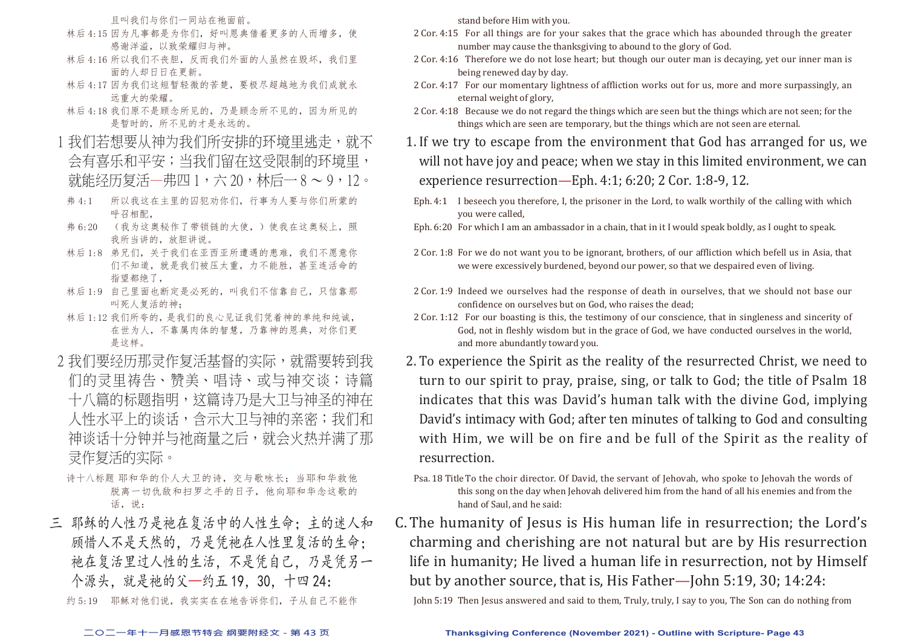且叫我们与你们一同站在祂面前。

林后 4:15 因为凡事都是为你们，好叫恩典借着更多的人而增多，使感谢洋溢，以致荣耀归与神。

林后 4:16 所以我们不丧胆，反而我们外面的人虽然在毁坏，我们里面的人却日日在更新。

林后 4:17 因为我们这短暂轻微的苦楚，要极尽超越地为我们成就永远重大的荣耀。

林后 4:18 我们原不是顾念所见的，乃是顾念所不见的，因为所见的是暂时的，所不见的才是永远的。

1 我们若想要从神为我们所安排的环境里逃走，就不会有喜乐和平安；当我们留在这受限制的环境里，就能经历复活—弗四 1，六 20，林后一 8 ～ 9，12。

弗 4:1 所以我这在主里的囚犯劝你们，行事为人要与你们所蒙的呼召相配，

弗 6:20 （我为这奥秘作了带锁链的大使，）使我在这奥秘上，照我所当讲的，放胆讲说。

林后 1:8 弟兄们，关于我们在亚西亚所遭遇的患难，我们不愿意你们不知道，就是我们被压太重，力不能胜，甚至连活命的指望都绝了，

林后 1:9 自己里面也断定是必死的，叫我们不信靠自己，只信靠那叫死人复活的神；

林后 1:12 我们所夸的，是我们的良心见证我们凭着神的单纯和纯诚，在世为人，不靠属肉体的智慧，乃靠神的恩典，对你们更是这样。

2 我们要经历那灵作复活基督的实际，就需要转到我们的灵里祷告、赞美、唱诗、或与神交谈；诗篇十八篇的标题指明，这篇诗乃是大卫与神圣的神在人性水平上的谈话，含示大卫与神的亲密；我们和神谈话十分钟并与祂商量之后，就会火热并满了那灵作复活的实际。

诗十八标题 耶和华的仆人大卫的诗，交与歌咏长；当耶和华救他脱离一切仇敌和扫罗之手的日子，他向耶和华念这歌的话，说：

三 耶稣的人性乃是祂在复活中的人性生命；主的迷人和顾惜人不是天然的，乃是凭祂在人性里复活的生命；祂在复活里过人性的生活，不是凭自己，乃是凭另一个源头，就是祂的父—约五 19，30，十四 24：

约 5:19 耶稣对他们说，我实实在在地告诉你们，子从自己不能作

stand before Him with you.

2 Cor. 4:15 For all things are for your sakes that the grace which has abounded through the greater number may cause the thanksgiving to abound to the glory of God.

2 Cor. 4:16 Therefore we do not lose heart; but though our outer man is decaying, yet our inner man is being renewed day by day.

2 Cor. 4:17 For our momentary lightness of affliction works out for us, more and more surpassingly, an eternal weight of glory,

2 Cor. 4:18 Because we do not regard the things which are seen but the things which are not seen; for the things which are seen are temporary, but the things which are not seen are eternal.

1. If we try to escape from the environment that God has arranged for us, we will not have joy and peace; when we stay in this limited environment, we can experience resurrection—Eph. 4:1; 6:20; 2 Cor. 1:8-9, 12.

Eph. 4:1 I beseech you therefore, I, the prisoner in the Lord, to walk worthily of the calling with which you were called,

Eph. 6:20 For which I am an ambassador in a chain, that in it I would speak boldly, as I ought to speak.

2 Cor. 1:8 For we do not want you to be ignorant, brothers, of our affliction which befell us in Asia, that we were excessively burdened, beyond our power, so that we despaired even of living.

2 Cor. 1:9 Indeed we ourselves had the response of death in ourselves, that we should not base our confidence on ourselves but on God, who raises the dead;

2 Cor. 1:12 For our boasting is this, the testimony of our conscience, that in singleness and sincerity of God, not in fleshly wisdom but in the grace of God, we have conducted ourselves in the world, and more abundantly toward you.

2. To experience the Spirit as the reality of the resurrected Christ, we need to turn to our spirit to pray, praise, sing, or talk to God; the title of Psalm 18 indicates that this was David's human talk with the divine God, implying David's intimacy with God; after ten minutes of talking to God and consulting with Him, we will be on fire and be full of the Spirit as the reality of resurrection.

Psa. 18 Title To the choir director. Of David, the servant of Jehovah, who spoke to Jehovah the words of this song on the day when Jehovah delivered him from the hand of all his enemies and from the hand of Saul, and he said:

C. The humanity of Jesus is His human life in resurrection; the Lord's charming and cherishing are not natural but are by His resurrection life in humanity; He lived a human life in resurrection, not by Himself but by another source, that is, His Father—John 5:19, 30; 14:24:

John 5:19 Then Jesus answered and said to them, Truly, truly, I say to you, The Son can do nothing from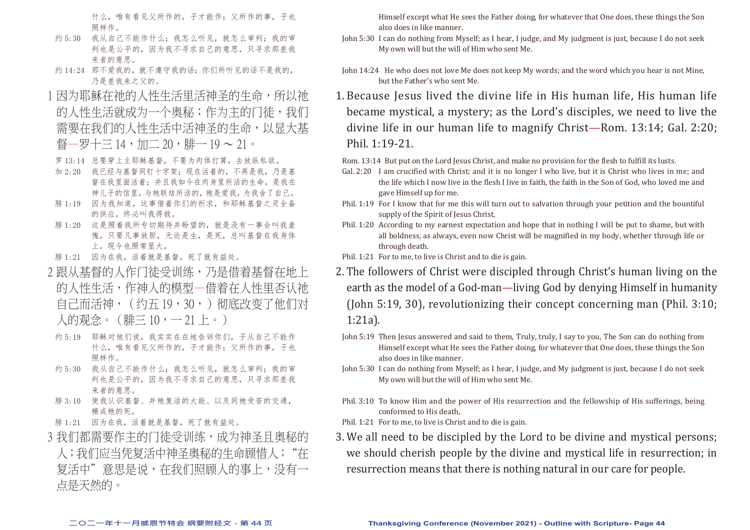什么，唯有看见父所作的，子才能作；父所作的事，子也照样作。

约 5:30　我从自己不能作什么；我怎么听见，就怎么审判；我的审判也是公平的，因为我不寻求自己的意思，只寻求那差我来者的意思。

约 14:24　那不爱我的，就不遵守我的话；你们所听见的话不是我的，乃是差我来之父的。

1 因为耶稣在祂的人性生活里活神圣的生命，所以祂的人性生活就成为一个奥秘；作为主的门徒，我们需要在我们的人性生活中活神圣的生命，以显大基督—罗十三 14，加二 20，腓一 19 ～ 21。

罗 13:14　总要穿上主耶稣基督，不要为肉体打算，去放纵私欲。

加 2:20　我已经与基督同钉十字架；现在活着的，不再是我，乃是基督在我里面活着；并且我如今在肉身里所活的生命，是我在神儿子的信里，与祂联结所活的，祂是爱我，为我舍了自己。

腓 1:19　因为我知道，这事借着你们的祈求，和耶稣基督之灵全备的供应，终必叫我得救。

腓 1:20　这是照着我所专切期待并盼望的，就是没有一事会叫我羞愧，只要凡事放胆，无论是生，是死，总叫基督在我身体上，现今也照常显大，

腓 1:21　因为在我，活着就是基督，死了就有益处。

2 跟从基督的人作门徒受训练，乃是借着基督在地上的人性生活，作神人的模型—借着在人性里否认祂自己而活神，（约五 19，30，）彻底改变了他们对人的观念。（腓三 10，一 21 上。）

约 5:19　耶稣对他们说，我实实在在地告诉你们，子从自己不能作什么，唯有看见父所作的，子才能作；父所作的事，子也照样作。

约 5:30　我从自己不能作什么；我怎么听见，就怎么审判；我的审判也是公平的，因为我不寻求自己的意思，只寻求那差我来者的意思。

腓 3:10　使我认识基督、并祂复活的大能、以及同祂受苦的交通，模成祂的死，

腓 1:21　因为在我，活着就是基督，死了就有益处。

3 我们都需要作主的门徒受训练，成为神圣且奥秘的人；我们应当凭复活中神圣奥秘的生命顾惜人；"在复活中"意思是说，在我们照顾人的事上，没有一点是天然的。

Himself except what He sees the Father doing, for whatever that One does, these things the Son also does in like manner.

John 5:30　I can do nothing from Myself; as I hear, I judge, and My judgment is just, because I do not seek My own will but the will of Him who sent Me.

John 14:24　He who does not love Me does not keep My words; and the word which you hear is not Mine, but the Father's who sent Me.

1. Because Jesus lived the divine life in His human life, His human life became mystical, a mystery; as the Lord's disciples, we need to live the divine life in our human life to magnify Christ—Rom. 13:14; Gal. 2:20; Phil. 1:19-21.

Rom. 13:14　But put on the Lord Jesus Christ, and make no provision for the flesh to fulfill its lusts.

Gal. 2:20　I am crucified with Christ; and it is no longer I who live, but it is Christ who lives in me; and the life which I now live in the flesh I live in faith, the faith in the Son of God, who loved me and gave Himself up for me.

Phil. 1:19　For I know that for me this will turn out to salvation through your petition and the bountiful supply of the Spirit of Jesus Christ,

Phil. 1:20　According to my earnest expectation and hope that in nothing I will be put to shame, but with all boldness, as always, even now Christ will be magnified in my body, whether through life or through death.

Phil. 1:21　For to me, to live is Christ and to die is gain.

2. The followers of Christ were discipled through Christ's human living on the earth as the model of a God-man—living God by denying Himself in humanity (John 5:19, 30), revolutionizing their concept concerning man (Phil. 3:10; 1:21a).

John 5:19　Then Jesus answered and said to them, Truly, truly, I say to you, The Son can do nothing from Himself except what He sees the Father doing, for whatever that One does, these things the Son also does in like manner.

John 5:30　I can do nothing from Myself; as I hear, I judge, and My judgment is just, because I do not seek My own will but the will of Him who sent Me.

Phil. 3:10　To know Him and the power of His resurrection and the fellowship of His sufferings, being conformed to His death,

Phil. 1:21　For to me, to live is Christ and to die is gain.

3. We all need to be discipled by the Lord to be divine and mystical persons; we should cherish people by the divine and mystical life in resurrection; in resurrection means that there is nothing natural in our care for people.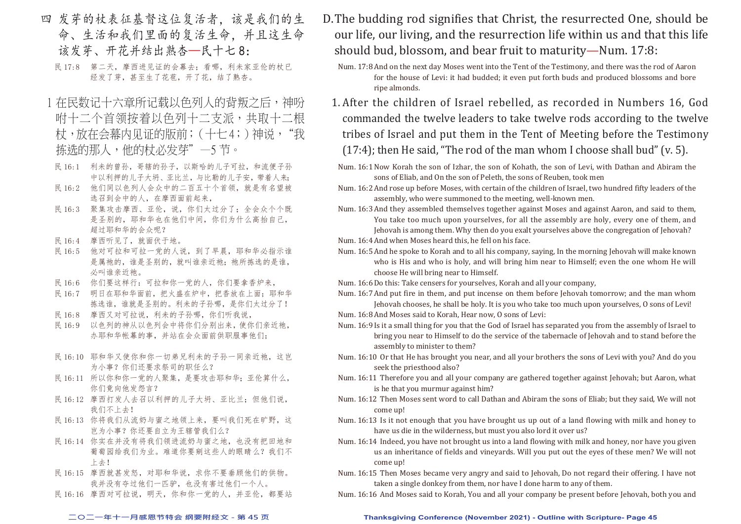四 发芽的杖表征基督这位复活者，该是我们的生命、生活和我们里面的复活生命，并且这生命该发芽、开花并结出熟杏—民十七8：

民 17:8 第二天，摩西进见证的会幕去；看哪，利未家亚伦的杖已经发了芽，甚至生了花苞，开了花，结了熟杏。

1 在民数记十六章所记载以色列人的背叛之后，神吩咐十二个首领按着以色列十二支派，共取十二根杖，放在会幕内见证的版前；（十七4；）神说，“我拣选的那人，他的杖必发芽”—5节。

民 16:1 利未的曾孙，哥辖的孙子，以斯哈的儿子可拉，和流便子孙中以利押的儿子大坍、亚比兰，与比勒的儿子安，带着人来；

民 16:2 他们同以色列人会众中的二百五十个首领，就是有名望被选召到会中的人，在摩西面前起来，

民 16:3 聚集攻击摩西、亚伦，说，你们太过分了；全会众个个既是圣别的，耶和华也在他们中间，你们为什么高抬自己，超过耶和华的会众呢？

民 16:4 摩西听见了，就面伏于地。

民 16:5 他对可拉和可拉一党的人说，到了早晨，耶和华必指示谁是属祂的，谁是圣别的，就叫谁亲近祂；祂所拣选的是谁，必叫谁亲近祂。

民 16:6 你们要这样行：可拉和你一党的人，你们要拿香炉来，

民 16:7 明日在耶和华面前，把火盛在炉中，把香放在上面；耶和华拣选谁，谁就是圣别的。利未的子孙哪，是你们太过分了！

民 16:8 摩西又对可拉说，利未的子孙哪，你们听我说，

民 16:9 以色列的神从以色列会中将你们分别出来，使你们亲近祂，办耶和华帐幕的事，并站在会众面前供职服事他们；

民 16:10 耶和华又使你和你一切弟兄利未的子孙一同亲近祂，这岂为小事？你们还要求祭司的职任么？

民 16:11 所以你和你一党的人聚集，是要攻击耶和华；亚伦算什么，你们竟向他发怨言？

民 16:12 摩西打发人去召以利押的儿子大坍、亚比兰；但他们说，我们不上去！

民 16:13 你将我们从流奶与蜜之地领上来，要叫我们死在旷野，这岂为小事？你还要自立为王辖管我们么？

民 16:14 你实在并没有将我们领进流奶与蜜之地，也没有把田地和葡萄园给我们为业。难道你要剜这些人的眼睛么？我们不上去！

民 16:15 摩西就甚发怒，对耶和华说，求你不要垂顾他们的供物。我并没有夺过他们一匹驴，也没有害过他们一个人。

民 16:16 摩西对可拉说，明天，你和你一党的人，并亚伦，都要站

D. The budding rod signifies that Christ, the resurrected One, should be our life, our living, and the resurrection life within us and that this life should bud, blossom, and bear fruit to maturity—Num. 17:8:

Num. 17:8 And on the next day Moses went into the Tent of the Testimony, and there was the rod of Aaron for the house of Levi: it had budded; it even put forth buds and produced blossoms and bore ripe almonds.

1. After the children of Israel rebelled, as recorded in Numbers 16, God commanded the twelve leaders to take twelve rods according to the twelve tribes of Israel and put them in the Tent of Meeting before the Testimony (17:4); then He said, "The rod of the man whom I choose shall bud" (v. 5).

Num. 16:1 Now Korah the son of Izhar, the son of Kohath, the son of Levi, with Dathan and Abiram the sons of Eliab, and On the son of Peleth, the sons of Reuben, took men

Num. 16:2 And rose up before Moses, with certain of the children of Israel, two hundred fifty leaders of the assembly, who were summoned to the meeting, well-known men.

Num. 16:3 And they assembled themselves together against Moses and against Aaron, and said to them, You take too much upon yourselves, for all the assembly are holy, every one of them, and Jehovah is among them. Why then do you exalt yourselves above the congregation of Jehovah?

Num. 16:4 And when Moses heard this, he fell on his face.

Num. 16:5 And he spoke to Korah and to all his company, saying, In the morning Jehovah will make known who is His and who is holy, and will bring him near to Himself; even the one whom He will choose He will bring near to Himself.

Num. 16:6 Do this: Take censers for yourselves, Korah and all your company,

Num. 16:7 And put fire in them, and put incense on them before Jehovah tomorrow; and the man whom Jehovah chooses, he shall be holy. It is you who take too much upon yourselves, O sons of Levi!

Num. 16:8 And Moses said to Korah, Hear now, O sons of Levi:

Num. 16:9 Is it a small thing for you that the God of Israel has separated you from the assembly of Israel to bring you near to Himself to do the service of the tabernacle of Jehovah and to stand before the assembly to minister to them?

Num. 16:10 Or that He has brought you near, and all your brothers the sons of Levi with you? And do you seek the priesthood also?

Num. 16:11 Therefore you and all your company are gathered together against Jehovah; but Aaron, what is he that you murmur against him?

Num. 16:12 Then Moses sent word to call Dathan and Abiram the sons of Eliab; but they said, We will not come up!

Num. 16:13 Is it not enough that you have brought us up out of a land flowing with milk and honey to have us die in the wilderness, but must you also lord it over us?

Num. 16:14 Indeed, you have not brought us into a land flowing with milk and honey, nor have you given us an inheritance of fields and vineyards. Will you put out the eyes of these men? We will not come up!

Num. 16:15 Then Moses became very angry and said to Jehovah, Do not regard their offering. I have not taken a single donkey from them, nor have I done harm to any of them.

Num. 16:16 And Moses said to Korah, You and all your company be present before Jehovah, both you and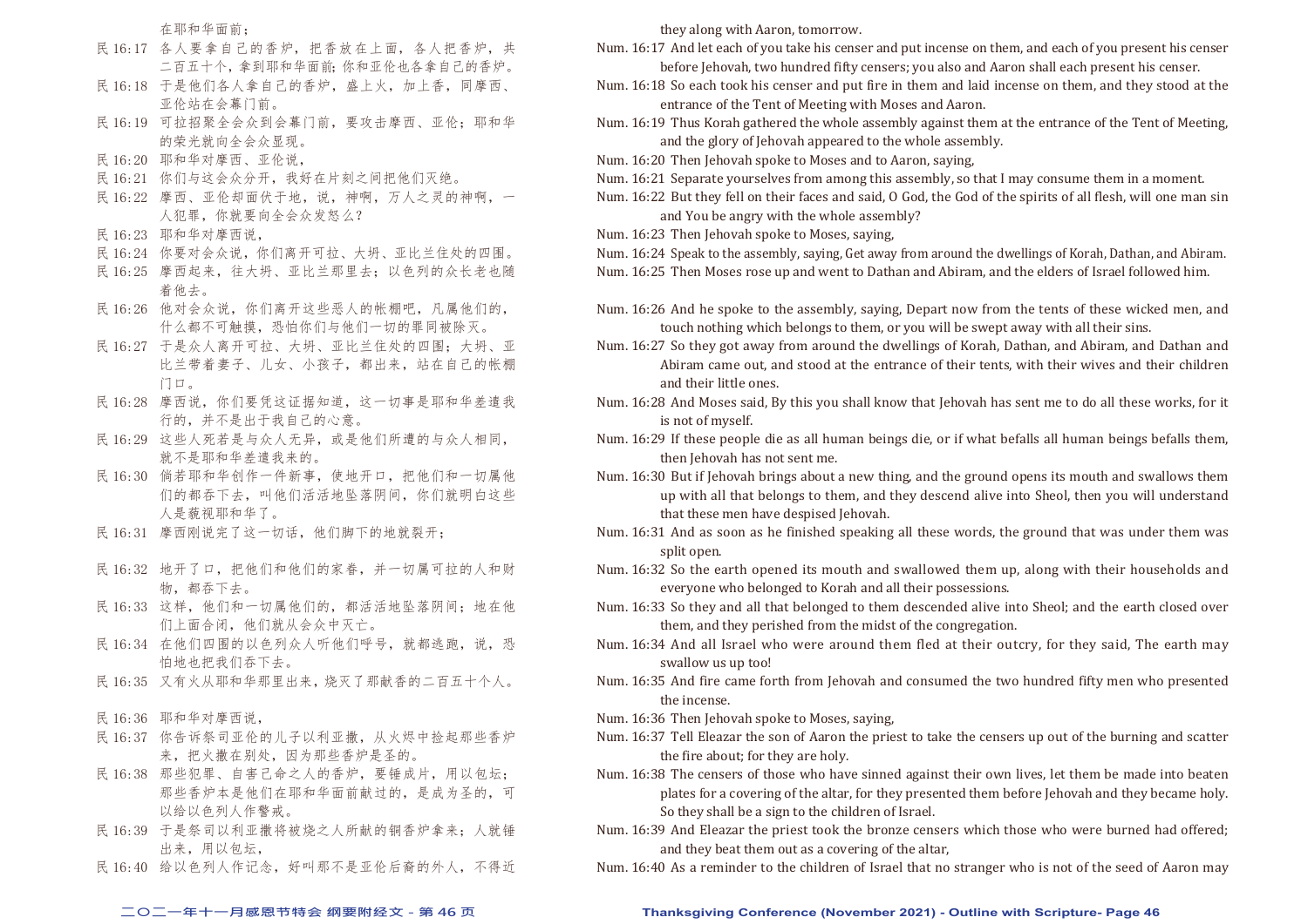在耶和华面前；

民 16:17 各人要拿自己的香炉，把香放在上面，各人把香炉，共二百五十个，拿到耶和华面前；你和亚伦也各拿自己的香炉。

民 16:18 于是他们各人拿自己的香炉，盛上火，加上香，同摩西、亚伦站在会幕门前。

民 16:19 可拉招聚全会众到会幕门前，要攻击摩西、亚伦；耶和华的荣光就向全会众显现。

民 16:20 耶和华对摩西、亚伦说，

民 16:21 你们与这会众分开，我好在片刻之间把他们灭绝。

民 16:22 摩西、亚伦却面伏于地，说，神啊，万人之灵的神啊，一人犯罪，你就要向全会众发怒么？

民 16:23 耶和华对摩西说，

民 16:24 你要对会众说，你们离开可拉、大坍、亚比兰住处的四围。

民 16:25 摩西起来，往大坍、亚比兰那里去；以色列的众长老也随着他去。

民 16:26 他对会众说，你们离开这些恶人的帐棚吧，凡属他们的，什么都不可触摸，恐怕你们与他们一切的罪同被除灭。

民 16:27 于是众人离开可拉、大坍、亚比兰住处的四围；大坍、亚比兰带着妻子、儿女、小孩子，都出来，站在自己的帐棚门口。

民 16:28 摩西说，你们要凭这证据知道，这一切事是耶和华差遣我行的，并不是出于我自己的心意。

民 16:29 这些人死若是与众人无异，或是他们所遭的与众人相同，就不是耶和华差遣我来的。

民 16:30 倘若耶和华创作一件新事，使地开口，把他们和一切属他们的都吞下去，叫他们活活地坠落阴间，你们就明白这些人是藐视耶和华了。

民 16:31 摩西刚说完了这一切话，他们脚下的地就裂开；

民 16:32 地开了口，把他们和他们的家眷，并一切属可拉的人和财物，都吞下去。

民 16:33 这样，他们和一切属他们的，都活活地坠落阴间；地在他们上面合闭，他们就从会众中灭亡。

民 16:34 在他们四围的以色列众人听他们呼号，就都逃跑，说，恐怕地也把我们吞下去。

民 16:35 又有火从耶和华那里出来，烧灭了那献香的二百五十个人。

民 16:36 耶和华对摩西说，

民 16:37 你告诉祭司亚伦的儿子以利亚撒，从火烬中捡起那些香炉来，把火撒在别处，因为那些香炉是圣的。

民 16:38 那些犯罪、自害己命之人的香炉，要锤成片，用以包坛；那些香炉本是他们在耶和华面前献过的，是成为圣的，可以给以色列人作警戒。

民 16:39 于是祭司以利亚撒将被烧之人所献的铜香炉拿来；人就锤出来，用以包坛，

民 16:40 给以色列人作记念，好叫那不是亚伦后裔的外人，不得近

they along with Aaron, tomorrow.

Num. 16:17 And let each of you take his censer and put incense on them, and each of you present his censer before Jehovah, two hundred fifty censers; you also and Aaron shall each present his censer.

Num. 16:18 So each took his censer and put fire in them and laid incense on them, and they stood at the entrance of the Tent of Meeting with Moses and Aaron.

Num. 16:19 Thus Korah gathered the whole assembly against them at the entrance of the Tent of Meeting, and the glory of Jehovah appeared to the whole assembly.

Num. 16:20 Then Jehovah spoke to Moses and to Aaron, saying,

Num. 16:21 Separate yourselves from among this assembly, so that I may consume them in a moment.

Num. 16:22 But they fell on their faces and said, O God, the God of the spirits of all flesh, will one man sin and You be angry with the whole assembly?

Num. 16:23 Then Jehovah spoke to Moses, saying,

Num. 16:24 Speak to the assembly, saying, Get away from around the dwellings of Korah, Dathan, and Abiram.

Num. 16:25 Then Moses rose up and went to Dathan and Abiram, and the elders of Israel followed him.

Num. 16:26 And he spoke to the assembly, saying, Depart now from the tents of these wicked men, and touch nothing which belongs to them, or you will be swept away with all their sins.

Num. 16:27 So they got away from around the dwellings of Korah, Dathan, and Abiram, and Dathan and Abiram came out, and stood at the entrance of their tents, with their wives and their children and their little ones.

Num. 16:28 And Moses said, By this you shall know that Jehovah has sent me to do all these works, for it is not of myself.

Num. 16:29 If these people die as all human beings die, or if what befalls all human beings befalls them, then Jehovah has not sent me.

Num. 16:30 But if Jehovah brings about a new thing, and the ground opens its mouth and swallows them up with all that belongs to them, and they descend alive into Sheol, then you will understand that these men have despised Jehovah.

Num. 16:31 And as soon as he finished speaking all these words, the ground that was under them was split open.

Num. 16:32 So the earth opened its mouth and swallowed them up, along with their households and everyone who belonged to Korah and all their possessions.

Num. 16:33 So they and all that belonged to them descended alive into Sheol; and the earth closed over them, and they perished from the midst of the congregation.

Num. 16:34 And all Israel who were around them fled at their outcry, for they said, The earth may swallow us up too!

Num. 16:35 And fire came forth from Jehovah and consumed the two hundred fifty men who presented the incense.

Num. 16:36 Then Jehovah spoke to Moses, saying,

Num. 16:37 Tell Eleazar the son of Aaron the priest to take the censers up out of the burning and scatter the fire about; for they are holy.

Num. 16:38 The censers of those who have sinned against their own lives, let them be made into beaten plates for a covering of the altar, for they presented them before Jehovah and they became holy. So they shall be a sign to the children of Israel.

Num. 16:39 And Eleazar the priest took the bronze censers which those who were burned had offered; and they beat them out as a covering of the altar,

Num. 16:40 As a reminder to the children of Israel that no stranger who is not of the seed of Aaron may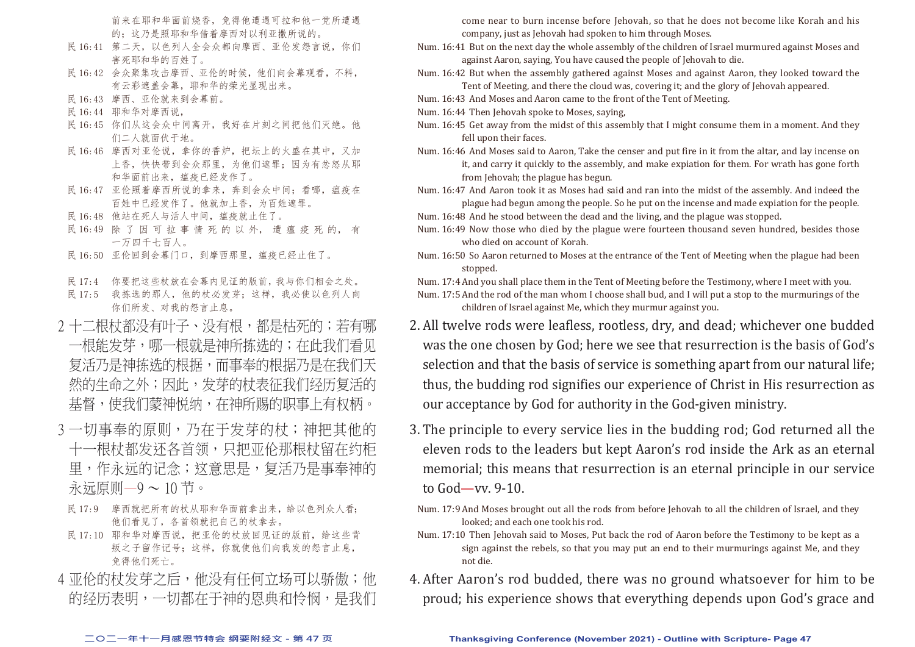前来在耶和华面前烧香，免得他遭遇可拉和他一党所遭遇的；这乃是照耶和华借着摩西对以利亚撒所说的。

民 16:41 第二天，以色列人全会众都向摩西、亚伦发怨言说，你们害死耶和华的百姓了。

民 16:42 会众聚集攻击摩西、亚伦的时候，他们向会幕观看，不料，有云彩遮盖会幕，耶和华的荣光显现出来。

民 16:43 摩西、亚伦就来到会幕前。

民 16:44 耶和华对摩西说，

民 16:45 你们从这会众中间离开，我好在片刻之间把他们灭绝。他们二人就面伏于地。

民 16:46 摩西对亚伦说，拿你的香炉，把坛上的火盛在其中，又加上香，快快带到会众那里，为他们遮罪；因为有忿怒从耶和华面前出来，瘟疫已经发作了。

民 16:47 亚伦照着摩西所说的拿来，奔到会众中间；看哪，瘟疫在百姓中已经发作了。他就加上香，为百姓遮罪。

民 16:48 他站在死人与活人中间，瘟疫就止住了。

民 16:49 除了因可拉事情死的以外，遭瘟疫死的，有一万四千七百人。

民 16:50 亚伦回到会幕门口，到摩西那里，瘟疫已经止住了。

民 17:4 你要把这些杖放在会幕内见证的版前，我与你们相会之处。

民 17:5 我拣选的那人，他的杖必发芽；这样，我必使以色列人向你们所发、对我的怨言止息。

2 十二根杖都没有叶子、没有根，都是枯死的；若有哪一根能发芽，哪一根就是神所拣选的；在此我们看见复活乃是神拣选的根据，而事奉的根据乃是在我们天然的生命之外；因此，发芽的杖表征我们经历复活的基督，使我们蒙神悦纳，在神所赐的职事上有权柄。

3 一切事奉的原则，乃在于发芽的杖；神把其他的十一根杖都发还各首领，只把亚伦那根杖留在约柜里，作永远的记念；这意思是，复活乃是事奉神的永远原则—9 ～ 10 节。

民 17:9 摩西就把所有的杖从耶和华面前拿出来，给以色列众人看；他们看见了，各首领就把自己的杖拿去。

民 17:10 耶和华对摩西说，把亚伦的杖放回见证的版前，给这些背叛之子留作记号；这样，你就使他们向我发的怨言止息，免得他们死亡。

4 亚伦的杖发芽之后，他没有任何立场可以骄傲；他的经历表明，一切都在于神的恩典和怜悯，是我们

come near to burn incense before Jehovah, so that he does not become like Korah and his company, just as Jehovah had spoken to him through Moses.

Num. 16:41 But on the next day the whole assembly of the children of Israel murmured against Moses and against Aaron, saying, You have caused the people of Jehovah to die.

Num. 16:42 But when the assembly gathered against Moses and against Aaron, they looked toward the Tent of Meeting, and there the cloud was, covering it; and the glory of Jehovah appeared.

Num. 16:43 And Moses and Aaron came to the front of the Tent of Meeting.

Num. 16:44 Then Jehovah spoke to Moses, saying,

Num. 16:45 Get away from the midst of this assembly that I might consume them in a moment. And they fell upon their faces.

Num. 16:46 And Moses said to Aaron, Take the censer and put fire in it from the altar, and lay incense on it, and carry it quickly to the assembly, and make expiation for them. For wrath has gone forth from Jehovah; the plague has begun.

Num. 16:47 And Aaron took it as Moses had said and ran into the midst of the assembly. And indeed the plague had begun among the people. So he put on the incense and made expiation for the people.

Num. 16:48 And he stood between the dead and the living, and the plague was stopped.

Num. 16:49 Now those who died by the plague were fourteen thousand seven hundred, besides those who died on account of Korah.

Num. 16:50 So Aaron returned to Moses at the entrance of the Tent of Meeting when the plague had been stopped.

Num. 17:4 And you shall place them in the Tent of Meeting before the Testimony, where I meet with you.

Num. 17:5 And the rod of the man whom I choose shall bud, and I will put a stop to the murmurings of the children of Israel against Me, which they murmur against you.

2. All twelve rods were leafless, rootless, dry, and dead; whichever one budded was the one chosen by God; here we see that resurrection is the basis of God's selection and that the basis of service is something apart from our natural life; thus, the budding rod signifies our experience of Christ in His resurrection as our acceptance by God for authority in the God-given ministry.

3. The principle to every service lies in the budding rod; God returned all the eleven rods to the leaders but kept Aaron's rod inside the Ark as an eternal memorial; this means that resurrection is an eternal principle in our service to God—vv. 9-10.

Num. 17:9 And Moses brought out all the rods from before Jehovah to all the children of Israel, and they looked; and each one took his rod.

Num. 17:10 Then Jehovah said to Moses, Put back the rod of Aaron before the Testimony to be kept as a sign against the rebels, so that you may put an end to their murmurings against Me, and they not die.

4. After Aaron's rod budded, there was no ground whatsoever for him to be proud; his experience shows that everything depends upon God's grace and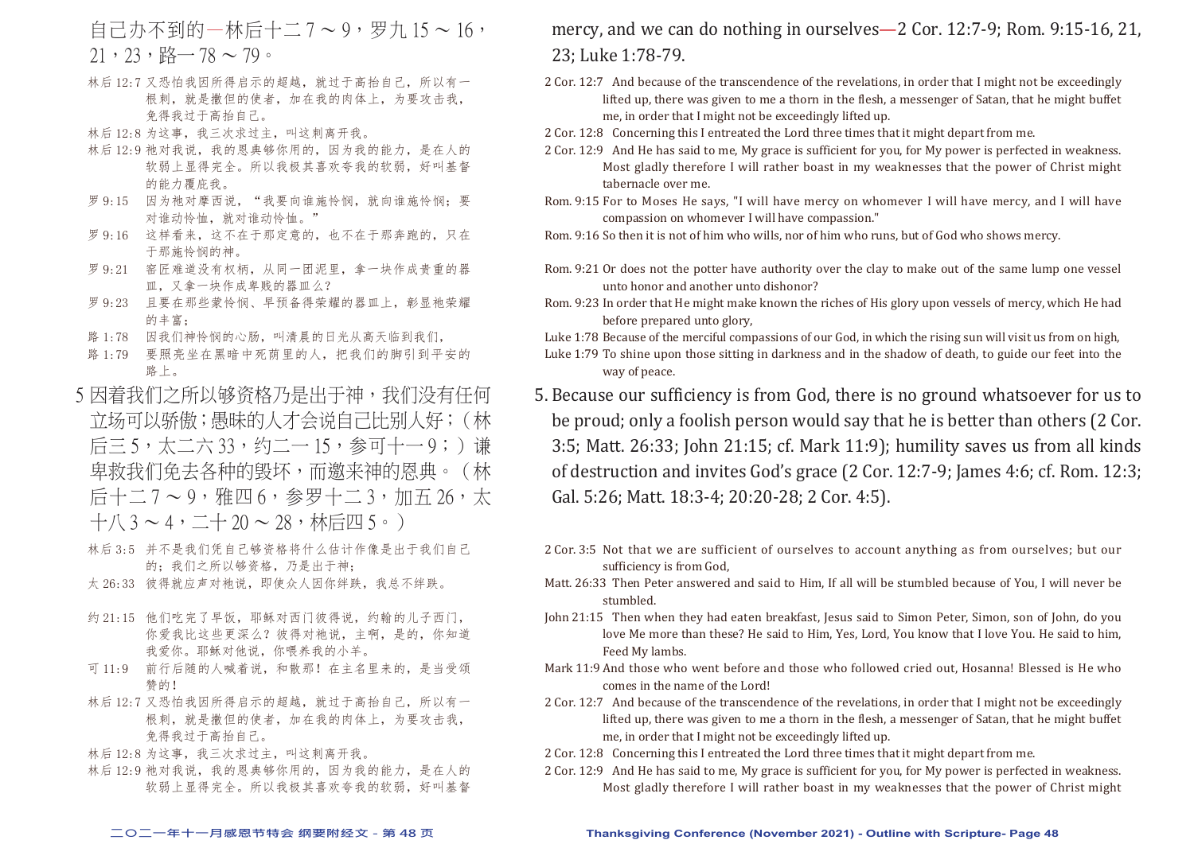自己办不到的—林后十二7～9，罗九15～16，21，23，路一78～79。

林后 12:7 又恐怕我因所得启示的超越，就过于高抬自己，所以有一根刺，就是撒但的使者，加在我的肉体上，为要攻击我，免得我过于高抬自己。

林后 12:8 为这事，我三次求过主，叫这刺离开我。

林后 12:9 祂对我说，我的恩典够你用的，因为我的能力，是在人的软弱上显得完全。所以我极其喜欢夸我的软弱，好叫基督的能力覆庇我。

罗 9:15 因为祂对摩西说，"我要向谁施怜悯，就向谁施怜悯；要对谁动怜恤，就对谁动怜恤。"

罗 9:16 这样看来，这不在于那定意的，也不在于那奔跑的，只在于那施怜悯的神。

罗 9:21 窑匠难道没有权柄，从同一团泥里，拿一块作成贵重的器皿，又拿一块作成卑贱的器皿么？

罗 9:23 且要在那些蒙怜悯、早预备得荣耀的器皿上，彰显祂荣耀的丰富；

路 1:78 因我们神怜悯的心肠，叫清晨的日光从高天临到我们，

路 1:79 要照亮坐在黑暗中死荫里的人，把我们的脚引到平安的路上。

5 因着我们之所以够资格乃是出于神，我们没有任何立场可以骄傲；愚昧的人才会说自己比别人好；（林后三5，太二六33，约二一15，参可十一9；）谦卑救我们免去各种的毁坏，而邀来神的恩典。（林后十二7～9，雅四6，参罗十二3，加五26，太十八3～4，二十20～28，林后四5。）

林后 3:5 并不是我们凭自己够资格将什么估计作像是出于我们自己的；我们之所以够资格，乃是出于神；

太 26:33 彼得就应声对祂说，即使众人因你绊跌，我总不绊跌。

约 21:15 他们吃完了早饭，耶稣对西门彼得说，约翰的儿子西门，你爱我比这些更深么？彼得对祂说，主啊，是的，你知道我爱你。耶稣对他说，你喂养我的小羊。

可 11:9 前行后随的人喊着说，和散那！在主名里来的，是当受颂赞的！

林后 12:7 又恐怕我因所得启示的超越，就过于高抬自己，所以有一根刺，就是撒但的使者，加在我的肉体上，为要攻击我，免得我过于高抬自己。

林后 12:8 为这事，我三次求过主，叫这刺离开我。

林后 12:9 祂对我说，我的恩典够你用的，因为我的能力，是在人的软弱上显得完全。所以我极其喜欢夸我的软弱，好叫基督

mercy, and we can do nothing in ourselves—2 Cor. 12:7-9; Rom. 9:15-16, 21, 23; Luke 1:78-79.

2 Cor. 12:7 And because of the transcendence of the revelations, in order that I might not be exceedingly lifted up, there was given to me a thorn in the flesh, a messenger of Satan, that he might buffet me, in order that I might not be exceedingly lifted up.

2 Cor. 12:8 Concerning this I entreated the Lord three times that it might depart from me.

2 Cor. 12:9 And He has said to me, My grace is sufficient for you, for My power is perfected in weakness. Most gladly therefore I will rather boast in my weaknesses that the power of Christ might tabernacle over me.

Rom. 9:15 For to Moses He says, "I will have mercy on whomever I will have mercy, and I will have compassion on whomever I will have compassion."

Rom. 9:16 So then it is not of him who wills, nor of him who runs, but of God who shows mercy.

Rom. 9:21 Or does not the potter have authority over the clay to make out of the same lump one vessel unto honor and another unto dishonor?

Rom. 9:23 In order that He might make known the riches of His glory upon vessels of mercy, which He had before prepared unto glory,

Luke 1:78 Because of the merciful compassions of our God, in which the rising sun will visit us from on high,

Luke 1:79 To shine upon those sitting in darkness and in the shadow of death, to guide our feet into the way of peace.

5. Because our sufficiency is from God, there is no ground whatsoever for us to be proud; only a foolish person would say that he is better than others (2 Cor. 3:5; Matt. 26:33; John 21:15; cf. Mark 11:9); humility saves us from all kinds of destruction and invites God's grace (2 Cor. 12:7-9; James 4:6; cf. Rom. 12:3; Gal. 5:26; Matt. 18:3-4; 20:20-28; 2 Cor. 4:5).

2 Cor. 3:5 Not that we are sufficient of ourselves to account anything as from ourselves; but our sufficiency is from God,

Matt. 26:33 Then Peter answered and said to Him, If all will be stumbled because of You, I will never be stumbled.

John 21:15 Then when they had eaten breakfast, Jesus said to Simon Peter, Simon, son of John, do you love Me more than these? He said to Him, Yes, Lord, You know that I love You. He said to him, Feed My lambs.

Mark 11:9 And those who went before and those who followed cried out, Hosanna! Blessed is He who comes in the name of the Lord!

2 Cor. 12:7 And because of the transcendence of the revelations, in order that I might not be exceedingly lifted up, there was given to me a thorn in the flesh, a messenger of Satan, that he might buffet me, in order that I might not be exceedingly lifted up.

2 Cor. 12:8 Concerning this I entreated the Lord three times that it might depart from me.

2 Cor. 12:9 And He has said to me, My grace is sufficient for you, for My power is perfected in weakness. Most gladly therefore I will rather boast in my weaknesses that the power of Christ might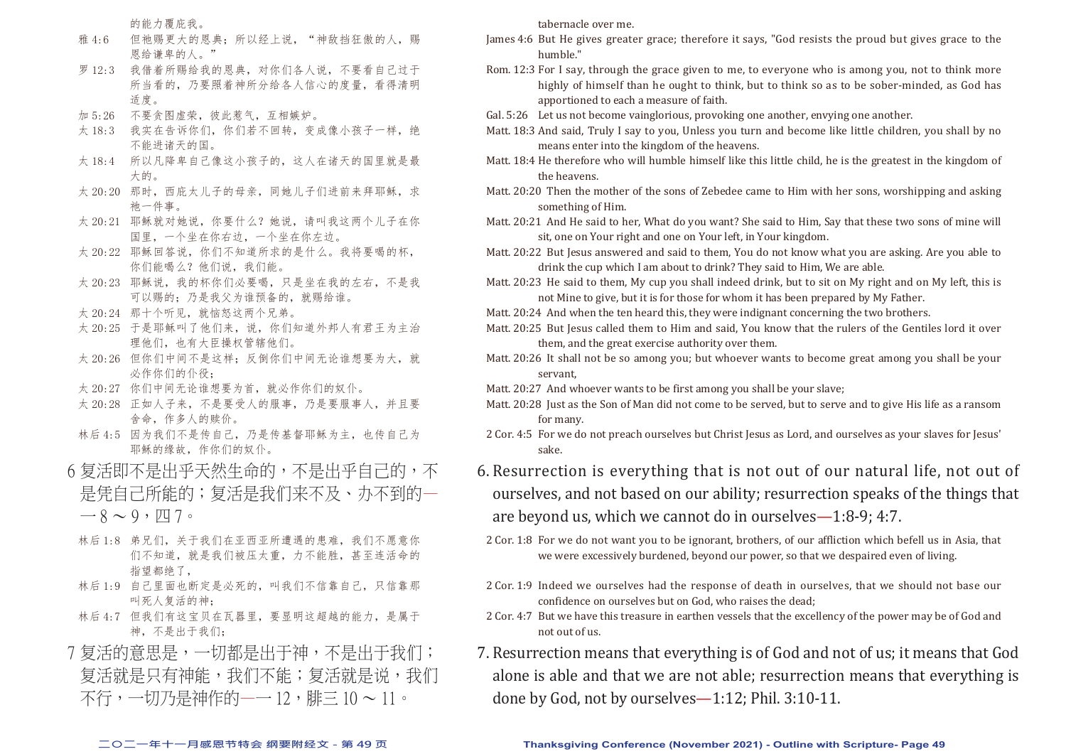的能力覆庇我。

雅 4:6 但祂赐更大的恩典；所以经上说，"神敌挡狂傲的人，赐恩给谦卑的人。"

罗 12:3 我借着所赐给我的恩典，对你们各人说，不要看自己过于所当看的，乃要照着神所分给各人信心的度量，看得清明适度。

加 5:26 不要贪图虚荣，彼此惹气，互相嫉妒。

太 18:3 我实在告诉你们，你们若不回转，变成像小孩子一样，绝不能进诸天的国。

太 18:4 所以凡降卑自己像这小孩子的，这人在诸天的国里就是最大的。

太 20:20 那时，西庇太儿子的母亲，同她儿子们进前来拜耶稣，求祂一件事。

太 20:21 耶稣就对她说，你要什么？她说，请叫我这两个儿子在你国里，一个坐在你右边，一个坐在你左边。

太 20:22 耶稣回答说，你们不知道所求的是什么。我将要喝的杯，你们能喝么？他们说，我们能。

太 20:23 耶稣说，我的杯你们必要喝，只是坐在我的左右，不是我可以赐的；乃是我父为谁预备的，就赐给谁。

太 20:24 那十个听见，就恼怒这两个兄弟。

太 20:25 于是耶稣叫了他们来，说，你们知道外邦人有君王为主治理他们，也有大臣操权管辖他们。

太 20:26 但你们中间不是这样；反倒你们中间无论谁想要为大，就必作你们的仆役；

太 20:27 你们中间无论谁想要为首，就必作你们的奴仆。

太 20:28 正如人子来，不是要受人的服事，乃是要服事人，并且要舍命，作多人的赎价。

林后 4:5 因为我们不是传自己，乃是传基督耶稣为主，也传自己为耶稣的缘故，作你们的奴仆。

6 复活即不是出乎天然生命的，不是出乎自己的，不是凭自己所能的；复活是我们来不及、办不到的——一 8 ～ 9，四 7。

林后 1:8 弟兄们，关于我们在亚西亚所遭遇的患难，我们不愿意你们不知道，就是我们被压太重，力不能胜，甚至连活命的指望都绝了，

林后 1:9 自己里面也断定是必死的，叫我们不信靠自己，只信靠那叫死人复活的神；

林后 4:7 但我们有这宝贝在瓦器里，要显明这超越的能力，是属于神，不是出于我们；

7 复活的意思是，一切都是出于神，不是出于我们；复活就是只有神能，我们不能；复活就是说，我们不行，一切乃是神作的——一 12，腓三 10 ～ 11。

---

tabernacle over me.

James 4:6 But He gives greater grace; therefore it says, "God resists the proud but gives grace to the humble."

Rom. 12:3 For I say, through the grace given to me, to everyone who is among you, not to think more highly of himself than he ought to think, but to think so as to be sober-minded, as God has apportioned to each a measure of faith.

Gal. 5:26 Let us not become vainglorious, provoking one another, envying one another.

Matt. 18:3 And said, Truly I say to you, Unless you turn and become like little children, you shall by no means enter into the kingdom of the heavens.

Matt. 18:4 He therefore who will humble himself like this little child, he is the greatest in the kingdom of the heavens.

Matt. 20:20 Then the mother of the sons of Zebedee came to Him with her sons, worshipping and asking something of Him.

Matt. 20:21 And He said to her, What do you want? She said to Him, Say that these two sons of mine will sit, one on Your right and one on Your left, in Your kingdom.

Matt. 20:22 But Jesus answered and said to them, You do not know what you are asking. Are you able to drink the cup which I am about to drink? They said to Him, We are able.

Matt. 20:23 He said to them, My cup you shall indeed drink, but to sit on My right and on My left, this is not Mine to give, but it is for those for whom it has been prepared by My Father.

Matt. 20:24 And when the ten heard this, they were indignant concerning the two brothers.

Matt. 20:25 But Jesus called them to Him and said, You know that the rulers of the Gentiles lord it over them, and the great exercise authority over them.

Matt. 20:26 It shall not be so among you; but whoever wants to become great among you shall be your servant,

Matt. 20:27 And whoever wants to be first among you shall be your slave;

Matt. 20:28 Just as the Son of Man did not come to be served, but to serve and to give His life as a ransom for many.

2 Cor. 4:5 For we do not preach ourselves but Christ Jesus as Lord, and ourselves as your slaves for Jesus' sake.

6. Resurrection is everything that is not out of our natural life, not out of ourselves, and not based on our ability; resurrection speaks of the things that are beyond us, which we cannot do in ourselves—1:8-9; 4:7.

2 Cor. 1:8 For we do not want you to be ignorant, brothers, of our affliction which befell us in Asia, that we were excessively burdened, beyond our power, so that we despaired even of living.

2 Cor. 1:9 Indeed we ourselves had the response of death in ourselves, that we should not base our confidence on ourselves but on God, who raises the dead;

2 Cor. 4:7 But we have this treasure in earthen vessels that the excellency of the power may be of God and not out of us.

7. Resurrection means that everything is of God and not of us; it means that God alone is able and that we are not able; resurrection means that everything is done by God, not by ourselves—1:12; Phil. 3:10-11.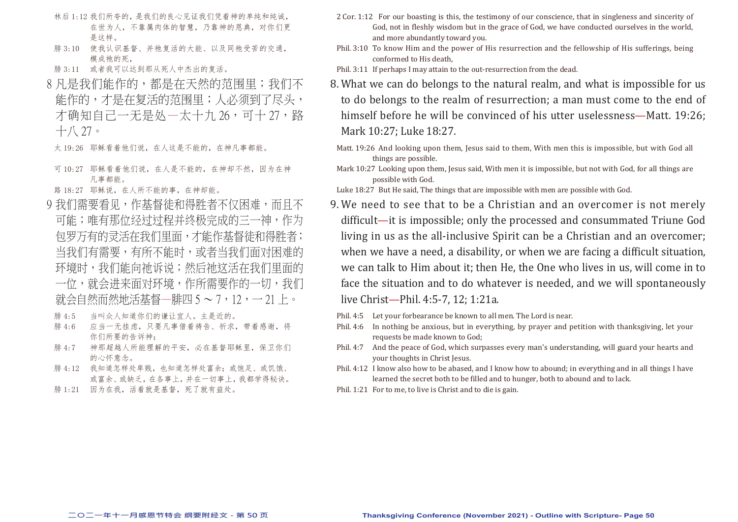林后 1:12 我们所夸的，是我们的良心见证我们凭着神的单纯和纯诚，在世为人，不靠属肉体的智慧，乃靠神的恩典，对你们更是这样。

腓 3:10 使我认识基督、并祂复活的大能、以及同祂受苦的交通，模成祂的死，

腓 3:11 或者我可以达到那从死人中杰出的复活。

8 凡是我们能作的，都是在天然的范围里；我们不能作的，才是在复活的范围里；人必须到了尽头，才确知自己一无是处—太十九 26，可十 27，路十八 27。

太 19:26 耶稣看着他们说，在人这是不能的，在神凡事都能。

可 10:27 耶稣看着他们说，在人是不能的，在神却不然，因为在神凡事都能。

路 18:27 耶稣说，在人所不能的事，在神却能。

9 我们需要看见，作基督徒和得胜者不仅困难，而且不可能；唯有那位经过过程并终极完成的三一神，作为包罗万有的灵活在我们里面，才能作基督徒和得胜者；当我们有需要，有所不能时，或者当我们面对困难的环境时，我们能向祂诉说；然后祂这活在我们里面的一位，就会进来面对环境，作所需要作的一切，我们就会自然而然地活基督—腓四 5 ~ 7，12，一 21 上。

腓 4:5 当叫众人知道你们的谦让宜人。主是近的。

腓 4:6 应当一无挂虑，只要凡事借着祷告、祈求，带着感谢，将你们所要的告诉神；

腓 4:7 神那超越人所能理解的平安，必在基督耶稣里，保卫你们的心怀意念。

腓 4:12 我知道怎样处卑贱，也知道怎样处富余；或饱足、或饥饿、或富余、或缺乏，在各事上，并在一切事上，我都学得秘诀。

腓 1:21 因为在我，活着就是基督，死了就有益处。

2 Cor. 1:12 For our boasting is this, the testimony of our conscience, that in singleness and sincerity of God, not in fleshly wisdom but in the grace of God, we have conducted ourselves in the world, and more abundantly toward you.

Phil. 3:10 To know Him and the power of His resurrection and the fellowship of His sufferings, being conformed to His death,

Phil. 3:11 If perhaps I may attain to the out-resurrection from the dead.

8. What we can do belongs to the natural realm, and what is impossible for us to do belongs to the realm of resurrection; a man must come to the end of himself before he will be convinced of his utter uselessness—Matt. 19:26; Mark 10:27; Luke 18:27.

Matt. 19:26 And looking upon them, Jesus said to them, With men this is impossible, but with God all things are possible.

Mark 10:27 Looking upon them, Jesus said, With men it is impossible, but not with God, for all things are possible with God.

Luke 18:27 But He said, The things that are impossible with men are possible with God.

9. We need to see that to be a Christian and an overcomer is not merely difficult—it is impossible; only the processed and consummated Triune God living in us as the all-inclusive Spirit can be a Christian and an overcomer; when we have a need, a disability, or when we are facing a difficult situation, we can talk to Him about it; then He, the One who lives in us, will come in to face the situation and to do whatever is needed, and we will spontaneously live Christ—Phil. 4:5-7, 12; 1:21a.

Phil. 4:5 Let your forbearance be known to all men. The Lord is near.

Phil. 4:6 In nothing be anxious, but in everything, by prayer and petition with thanksgiving, let your requests be made known to God;

Phil. 4:7 And the peace of God, which surpasses every man's understanding, will guard your hearts and your thoughts in Christ Jesus.

Phil. 4:12 I know also how to be abased, and I know how to abound; in everything and in all things I have learned the secret both to be filled and to hunger, both to abound and to lack.

Phil. 1:21 For to me, to live is Christ and to die is gain.